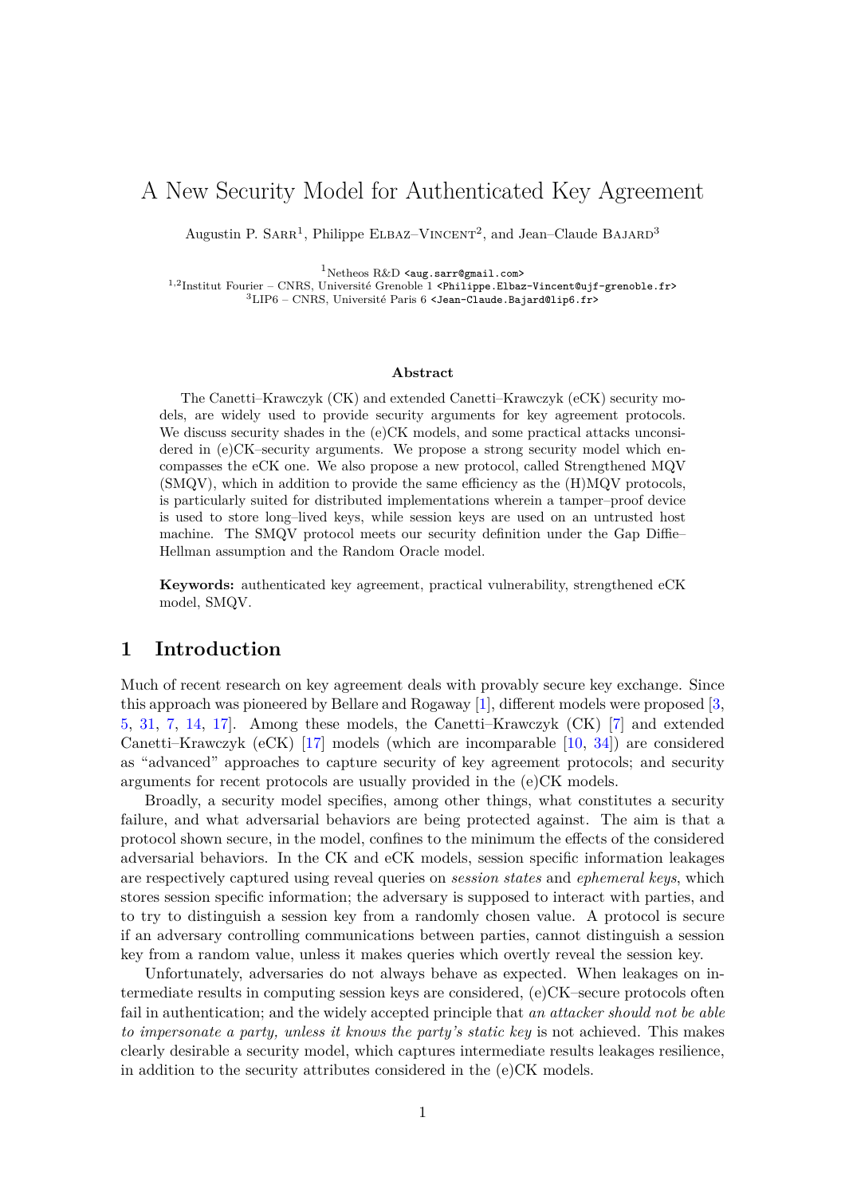# A New Security Model for Authenticated Key Agreement

Augustin P. Sarr[1], Philippe Elbaz–Vincent[2], and Jean–Claude Bajard[3]

[1]Netheos R&D <aug.sarr@gmail.com>
[1,2]Institut Fourier – CNRS, Université Grenoble 1 <Philippe.Elbaz-Vincent@ujf-grenoble.fr>
[3]LIP6 – CNRS, Université Paris 6 <Jean-Claude.Bajard@lip6.fr>

### Abstract

The Canetti–Krawczyk (CK) and extended Canetti–Krawczyk (eCK) security models, are widely used to provide security arguments for key agreement protocols. We discuss security shades in the (e)CK models, and some practical attacks unconsidered in (e)CK–security arguments. We propose a strong security model which encompasses the eCK one. We also propose a new protocol, called Strengthened MQV (SMQV), which in addition to provide the same efficiency as the (H)MQV protocols, is particularly suited for distributed implementations wherein a tamper–proof device is used to store long–lived keys, while session keys are used on an untrusted host machine. The SMQV protocol meets our security definition under the Gap Diffie–Hellman assumption and the Random Oracle model.

**Keywords:** authenticated key agreement, practical vulnerability, strengthened eCK model, SMQV.

## 1 Introduction

Much of recent research on key agreement deals with provably secure key exchange. Since this approach was pioneered by Bellare and Rogaway [1], different models were proposed [3, 5, 31, 7, 14, 17]. Among these models, the Canetti–Krawczyk (CK) [7] and extended Canetti–Krawczyk (eCK) [17] models (which are incomparable [10, 34]) are considered as "advanced" approaches to capture security of key agreement protocols; and security arguments for recent protocols are usually provided in the (e)CK models.

Broadly, a security model specifies, among other things, what constitutes a security failure, and what adversarial behaviors are being protected against. The aim is that a protocol shown secure, in the model, confines to the minimum the effects of the considered adversarial behaviors. In the CK and eCK models, session specific information leakages are respectively captured using reveal queries on *session states* and *ephemeral keys*, which stores session specific information; the adversary is supposed to interact with parties, and to try to distinguish a session key from a randomly chosen value. A protocol is secure if an adversary controlling communications between parties, cannot distinguish a session key from a random value, unless it makes queries which overtly reveal the session key.

Unfortunately, adversaries do not always behave as expected. When leakages on intermediate results in computing session keys are considered, (e)CK–secure protocols often fail in authentication; and the widely accepted principle that *an attacker should not be able to impersonate a party, unless it knows the party's static key* is not achieved. This makes clearly desirable a security model, which captures intermediate results leakages resilience, in addition to the security attributes considered in the (e)CK models.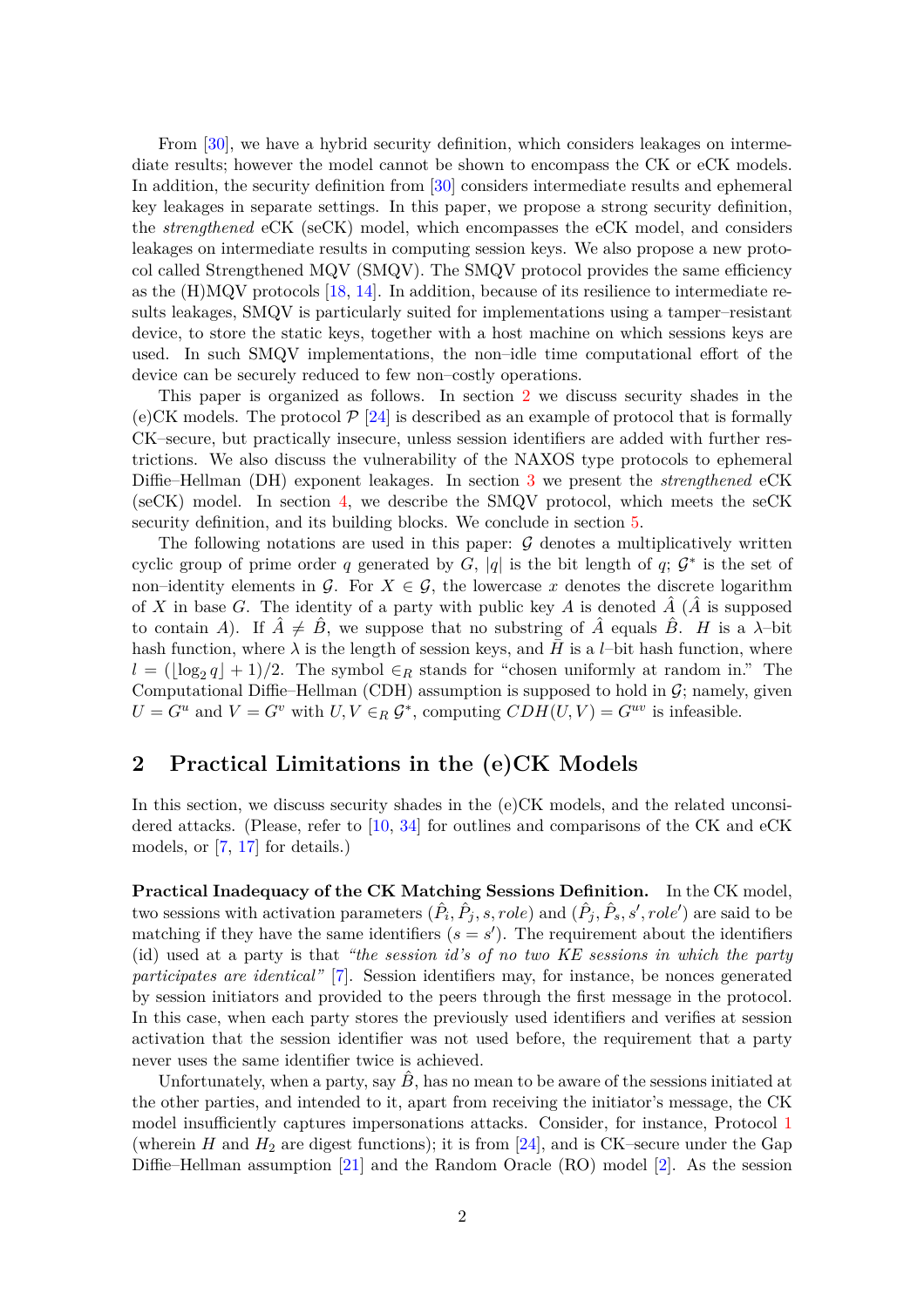From [30], we have a hybrid security definition, which considers leakages on intermediate results; however the model cannot be shown to encompass the CK or eCK models. In addition, the security definition from [30] considers intermediate results and ephemeral key leakages in separate settings. In this paper, we propose a strong security definition, the *strengthened* eCK (seCK) model, which encompasses the eCK model, and considers leakages on intermediate results in computing session keys. We also propose a new protocol called Strengthened MQV (SMQV). The SMQV protocol provides the same efficiency as the (H)MQV protocols [18, 14]. In addition, because of its resilience to intermediate results leakages, SMQV is particularly suited for implementations using a tamper–resistant device, to store the static keys, together with a host machine on which sessions keys are used. In such SMQV implementations, the non–idle time computational effort of the device can be securely reduced to few non–costly operations.

This paper is organized as follows. In section 2 we discuss security shades in the (e)CK models. The protocol $\mathcal{P}$ [24] is described as an example of protocol that is formally CK–secure, but practically insecure, unless session identifiers are added with further restrictions. We also discuss the vulnerability of the NAXOS type protocols to ephemeral Diffie–Hellman (DH) exponent leakages. In section 3 we present the *strengthened* eCK (seCK) model. In section 4, we describe the SMQV protocol, which meets the seCK security definition, and its building blocks. We conclude in section 5.

The following notations are used in this paper: $\mathcal{G}$ denotes a multiplicatively written cyclic group of prime order $q$ generated by $G$, $|q|$ is the bit length of $q$; $\mathcal{G}^*$ is the set of non–identity elements in $\mathcal{G}$. For $X \in \mathcal{G}$, the lowercase $x$ denotes the discrete logarithm of $X$ in base $G$. The identity of a party with public key $A$ is denoted $\hat{A}$ ($\hat{A}$ is supposed to contain $A$). If $\hat{A} \neq \hat{B}$, we suppose that no substring of $\hat{A}$ equals $\hat{B}$. $H$ is a $\lambda$–bit hash function, where $\lambda$ is the length of session keys, and $\bar{H}$ is a $l$–bit hash function, where $l = (\lfloor \log_2 q \rfloor + 1)/2$. The symbol $\in_R$ stands for "chosen uniformly at random in." The Computational Diffie–Hellman (CDH) assumption is supposed to hold in $\mathcal{G}$; namely, given $U = G^u$ and $V = G^v$ with $U, V \in_R \mathcal{G}^*$, computing $CDH(U, V) = G^{uv}$ is infeasible.

## 2 Practical Limitations in the (e)CK Models

In this section, we discuss security shades in the (e)CK models, and the related unconsidered attacks. (Please, refer to [10, 34] for outlines and comparisons of the CK and eCK models, or [7, 17] for details.)

**Practical Inadequacy of the CK Matching Sessions Definition.** In the CK model, two sessions with activation parameters $(\hat{P}_i, \hat{P}_j, s, role)$ and $(\hat{P}_j, \hat{P}_s, s', role')$ are said to be matching if they have the same identifiers ($s = s'$). The requirement about the identifiers (id) used at a party is that *"the session id's of no two KE sessions in which the party participates are identical"* [7]. Session identifiers may, for instance, be nonces generated by session initiators and provided to the peers through the first message in the protocol. In this case, when each party stores the previously used identifiers and verifies at session activation that the session identifier was not used before, the requirement that a party never uses the same identifier twice is achieved.

Unfortunately, when a party, say $\hat{B}$, has no mean to be aware of the sessions initiated at the other parties, and intended to it, apart from receiving the initiator's message, the CK model insufficiently captures impersonations attacks. Consider, for instance, Protocol 1 (wherein $H$ and $H_2$ are digest functions); it is from [24], and is CK–secure under the Gap Diffie–Hellman assumption [21] and the Random Oracle (RO) model [2]. As the session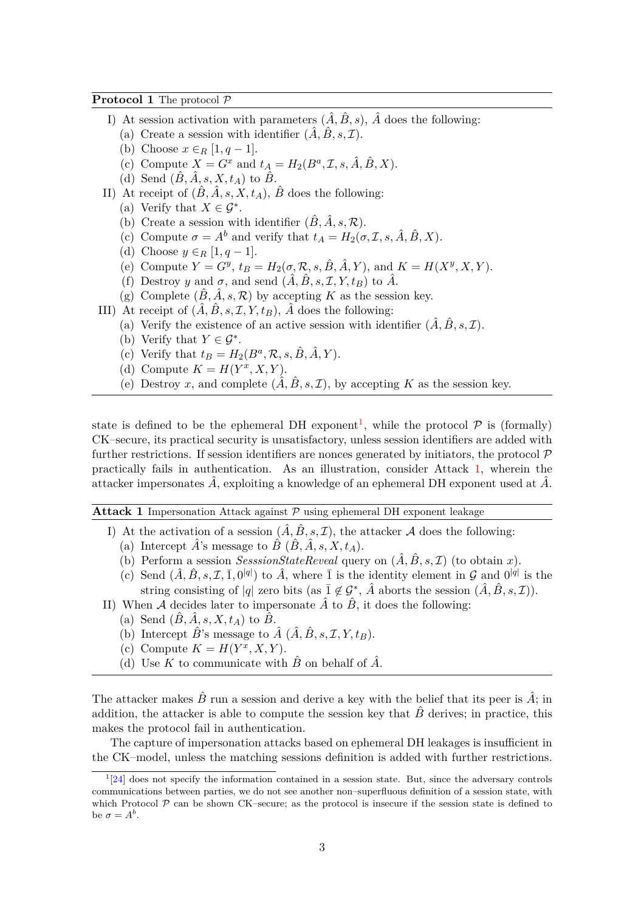**Protocol 1** The protocol $\mathcal{P}$

I) At session activation with parameters $(\hat{A}, \hat{B}, s)$, $\hat{A}$ does the following:
  (a) Create a session with identifier $(\hat{A}, \hat{B}, s, \mathcal{I})$.
  (b) Choose $x \in_R [1, q-1]$.
  (c) Compute $X = G^x$ and $t_A = H_2(B^a, \mathcal{I}, s, \hat{A}, \hat{B}, X)$.
  (d) Send $(\hat{B}, \hat{A}, s, X, t_A)$ to $\hat{B}$.

II) At receipt of $(\hat{B}, \hat{A}, s, X, t_A)$, $\hat{B}$ does the following:
  (a) Verify that $X \in \mathcal{G}^*$.
  (b) Create a session with identifier $(\hat{B}, \hat{A}, s, \mathcal{R})$.
  (c) Compute $\sigma = A^b$ and verify that $t_A = H_2(\sigma, \mathcal{I}, s, \hat{A}, \hat{B}, X)$.
  (d) Choose $y \in_R [1, q-1]$.
  (e) Compute $Y = G^y$, $t_B = H_2(\sigma, \mathcal{R}, s, \hat{B}, \hat{A}, Y)$, and $K = H(X^y, X, Y)$.
  (f) Destroy $y$ and $\sigma$, and send $(\hat{A}, \hat{B}, s, \mathcal{I}, Y, t_B)$ to $\hat{A}$.
  (g) Complete $(\hat{B}, \hat{A}, s, \mathcal{R})$ by accepting $K$ as the session key.

III) At receipt of $(\hat{A}, \hat{B}, s, \mathcal{I}, Y, t_B)$, $\hat{A}$ does the following:
  (a) Verify the existence of an active session with identifier $(\hat{A}, \hat{B}, s, \mathcal{I})$.
  (b) Verify that $Y \in \mathcal{G}^*$.
  (c) Verify that $t_B = H_2(B^a, \mathcal{R}, s, \hat{B}, \hat{A}, Y)$.
  (d) Compute $K = H(Y^x, X, Y)$.
  (e) Destroy $x$, and complete $(\hat{A}, \hat{B}, s, \mathcal{I})$, by accepting $K$ as the session key.

state is defined to be the ephemeral DH exponent[1], while the protocol $\mathcal{P}$ is (formally) CK–secure, its practical security is unsatisfactory, unless session identifiers are added with further restrictions. If session identifiers are nonces generated by initiators, the protocol $\mathcal{P}$ practically fails in authentication. As an illustration, consider Attack 1, wherein the attacker impersonates $\hat{A}$, exploiting a knowledge of an ephemeral DH exponent used at $\hat{A}$.

**Attack 1** Impersonation Attack against $\mathcal{P}$ using ephemeral DH exponent leakage

I) At the activation of a session $(\hat{A}, \hat{B}, s, \mathcal{I})$, the attacker $\mathcal{A}$ does the following:
  (a) Intercept $\hat{A}$'s message to $\hat{B}$ $(\hat{B}, \hat{A}, s, X, t_A)$.
  (b) Perform a session *SesssionStateReveal* query on $(\hat{A}, \hat{B}, s, \mathcal{I})$ (to obtain $x$).
  (c) Send $(\hat{A}, \hat{B}, s, \mathcal{I}, \bar{1}, 0^{|q|})$ to $\hat{A}$, where $\bar{1}$ is the identity element in $\mathcal{G}$ and $0^{|q|}$ is the string consisting of $|q|$ zero bits (as $\bar{1} \notin \mathcal{G}^*$, $\hat{A}$ aborts the session $(\hat{A}, \hat{B}, s, \mathcal{I})$).

II) When $\mathcal{A}$ decides later to impersonate $\hat{A}$ to $\hat{B}$, it does the following:
  (a) Send $(\hat{B}, \hat{A}, s, X, t_A)$ to $\hat{B}$.
  (b) Intercept $\hat{B}$'s message to $\hat{A}$ $(\hat{A}, \hat{B}, s, \mathcal{I}, Y, t_B)$.
  (c) Compute $K = H(Y^x, X, Y)$.
  (d) Use $K$ to communicate with $\hat{B}$ on behalf of $\hat{A}$.

The attacker makes $\hat{B}$ run a session and derive a key with the belief that its peer is $\hat{A}$; in addition, the attacker is able to compute the session key that $\hat{B}$ derives; in practice, this makes the protocol fail in authentication.

The capture of impersonation attacks based on ephemeral DH leakages is insufficient in the CK–model, unless the matching sessions definition is added with further restrictions.

[1] [24] does not specify the information contained in a session state. But, since the adversary controls communications between parties, we do not see another non–superfluous definition of a session state, with which Protocol $\mathcal{P}$ can be shown CK–secure; as the protocol is insecure if the session state is defined to be $\sigma = A^b$.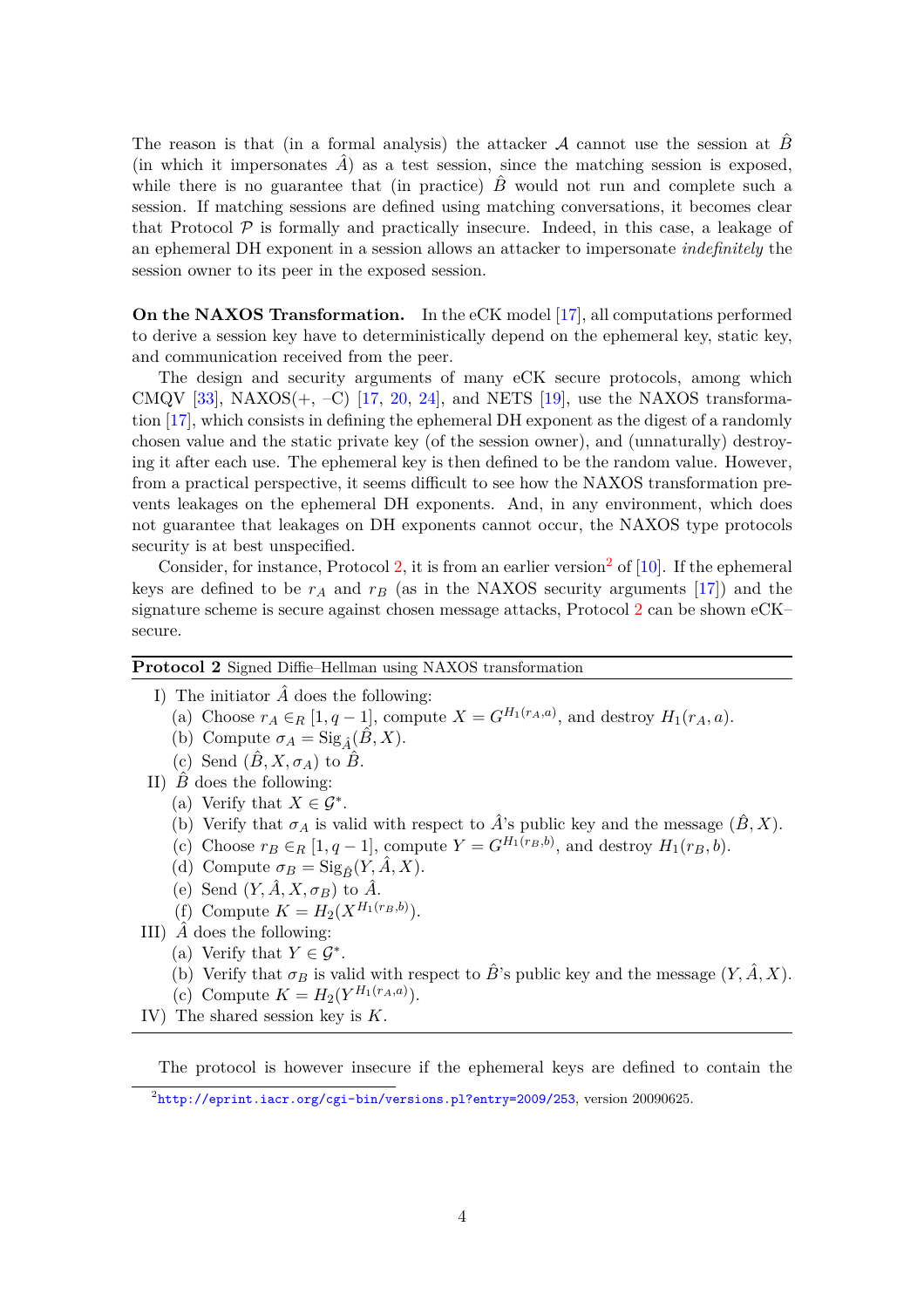The reason is that (in a formal analysis) the attacker $\mathcal{A}$ cannot use the session at $\hat{B}$ (in which it impersonates $\hat{A}$) as a test session, since the matching session is exposed, while there is no guarantee that (in practice) $\hat{B}$ would not run and complete such a session. If matching sessions are defined using matching conversations, it becomes clear that Protocol $\mathcal{P}$ is formally and practically insecure. Indeed, in this case, a leakage of an ephemeral DH exponent in a session allows an attacker to impersonate *indefinitely* the session owner to its peer in the exposed session.

**On the NAXOS Transformation.** In the eCK model [17], all computations performed to derive a session key have to deterministically depend on the ephemeral key, static key, and communication received from the peer.

The design and security arguments of many eCK secure protocols, among which CMQV [33], NAXOS(+, –C) [17, 20, 24], and NETS [19], use the NAXOS transformation [17], which consists in defining the ephemeral DH exponent as the digest of a randomly chosen value and the static private key (of the session owner), and (unnaturally) destroying it after each use. The ephemeral key is then defined to be the random value. However, from a practical perspective, it seems difficult to see how the NAXOS transformation prevents leakages on the ephemeral DH exponents. And, in any environment, which does not guarantee that leakages on DH exponents cannot occur, the NAXOS type protocols security is at best unspecified.

Consider, for instance, Protocol 2, it is from an earlier version[2] of [10]. If the ephemeral keys are defined to be $r_A$ and $r_B$ (as in the NAXOS security arguments [17]) and the signature scheme is secure against chosen message attacks, Protocol 2 can be shown eCK–secure.

---

**Protocol 2** Signed Diffie–Hellman using NAXOS transformation

---

I) The initiator $\hat{A}$ does the following:
   (a) Choose $r_A \in_R [1, q-1]$, compute $X = G^{H_1(r_A, a)}$, and destroy $H_1(r_A, a)$.
   (b) Compute $\sigma_A = \text{Sig}_{\hat{A}}(\hat{B}, X)$.
   (c) Send $(\hat{B}, X, \sigma_A)$ to $\hat{B}$.

II) $\hat{B}$ does the following:
   (a) Verify that $X \in \mathcal{G}^*$.
   (b) Verify that $\sigma_A$ is valid with respect to $\hat{A}$'s public key and the message $(\hat{B}, X)$.
   (c) Choose $r_B \in_R [1, q-1]$, compute $Y = G^{H_1(r_B, b)}$, and destroy $H_1(r_B, b)$.
   (d) Compute $\sigma_B = \text{Sig}_{\hat{B}}(Y, \hat{A}, X)$.
   (e) Send $(Y, \hat{A}, X, \sigma_B)$ to $\hat{A}$.
   (f) Compute $K = H_2(X^{H_1(r_B, b)})$.

III) $\hat{A}$ does the following:
   (a) Verify that $Y \in \mathcal{G}^*$.
   (b) Verify that $\sigma_B$ is valid with respect to $\hat{B}$'s public key and the message $(Y, \hat{A}, X)$.
   (c) Compute $K = H_2(Y^{H_1(r_A, a)})$.

IV) The shared session key is $K$.

---

The protocol is however insecure if the ephemeral keys are defined to contain the

[2] http://eprint.iacr.org/cgi-bin/versions.pl?entry=2009/253, version 20090625.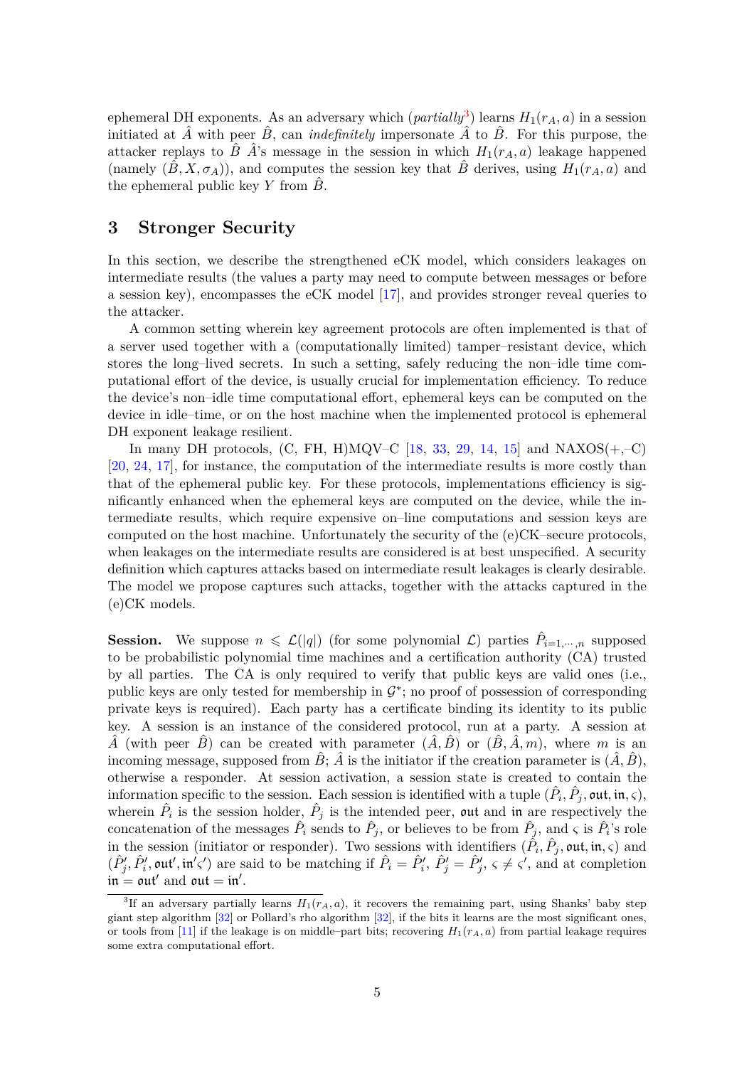ephemeral DH exponents. As an adversary which (*partially*[3]) learns $H_1(r_A, a)$ in a session initiated at $\hat{A}$ with peer $\hat{B}$, can *indefinitely* impersonate $\hat{A}$ to $\hat{B}$. For this purpose, the attacker replays to $\hat{B}$ $\hat{A}$'s message in the session in which $H_1(r_A, a)$ leakage happened (namely $(\hat{B}, X, \sigma_A)$), and computes the session key that $\hat{B}$ derives, using $H_1(r_A, a)$ and the ephemeral public key $Y$ from $\hat{B}$.

## 3 Stronger Security

In this section, we describe the strengthened eCK model, which considers leakages on intermediate results (the values a party may need to compute between messages or before a session key), encompasses the eCK model [17], and provides stronger reveal queries to the attacker.

A common setting wherein key agreement protocols are often implemented is that of a server used together with a (computationally limited) tamper–resistant device, which stores the long–lived secrets. In such a setting, safely reducing the non–idle time computational effort of the device, is usually crucial for implementation efficiency. To reduce the device's non–idle time computational effort, ephemeral keys can be computed on the device in idle–time, or on the host machine when the implemented protocol is ephemeral DH exponent leakage resilient.

In many DH protocols, (C, FH, H)MQV–C [18, 33, 29, 14, 15] and NAXOS(+,–C) [20, 24, 17], for instance, the computation of the intermediate results is more costly than that of the ephemeral public key. For these protocols, implementations efficiency is significantly enhanced when the ephemeral keys are computed on the device, while the intermediate results, which require expensive on–line computations and session keys are computed on the host machine. Unfortunately the security of the (e)CK–secure protocols, when leakages on the intermediate results are considered is at best unspecified. A security definition which captures attacks based on intermediate result leakages is clearly desirable. The model we propose captures such attacks, together with the attacks captured in the (e)CK models.

**Session.** We suppose $n \leqslant \mathcal{L}(|q|)$ (for some polynomial $\mathcal{L}$) parties $\hat{P}_{i=1,\cdots,n}$ supposed to be probabilistic polynomial time machines and a certification authority (CA) trusted by all parties. The CA is only required to verify that public keys are valid ones (i.e., public keys are only tested for membership in $\mathcal{G}^*$; no proof of possession of corresponding private keys is required). Each party has a certificate binding its identity to its public key. A session is an instance of the considered protocol, run at a party. A session at $\hat{A}$ (with peer $\hat{B}$) can be created with parameter $(\hat{A}, \hat{B})$ or $(\hat{B}, \hat{A}, m)$, where $m$ is an incoming message, supposed from $\hat{B}$; $\hat{A}$ is the initiator if the creation parameter is $(\hat{A}, \hat{B})$, otherwise a responder. At session activation, a session state is created to contain the information specific to the session. Each session is identified with a tuple $(\hat{P}_i, \hat{P}_j, \mathfrak{out}, \mathfrak{in}, \varsigma)$, wherein $\hat{P}_i$ is the session holder, $\hat{P}_j$ is the intended peer, $\mathfrak{out}$ and $\mathfrak{in}$ are respectively the concatenation of the messages $\hat{P}_i$ sends to $\hat{P}_j$, or believes to be from $\hat{P}_j$, and $\varsigma$ is $\hat{P}_i$'s role in the session (initiator or responder). Two sessions with identifiers $(\hat{P}_i, \hat{P}_j, \mathfrak{out}, \mathfrak{in}, \varsigma)$ and $(\hat{P}'_j, \hat{P}'_i, \mathfrak{out}', \mathfrak{in}'\varsigma')$ are said to be matching if $\hat{P}_i = \hat{P}'_i$, $\hat{P}'_j = \hat{P}'_j$, $\varsigma \neq \varsigma'$, and at completion $\mathfrak{in} = \mathfrak{out}'$ and $\mathfrak{out} = \mathfrak{in}'$.

[3] If an adversary partially learns $H_1(r_A, a)$, it recovers the remaining part, using Shanks' baby step giant step algorithm [32] or Pollard's rho algorithm [32], if the bits it learns are the most significant ones, or tools from [11] if the leakage is on middle–part bits; recovering $H_1(r_A, a)$ from partial leakage requires some extra computational effort.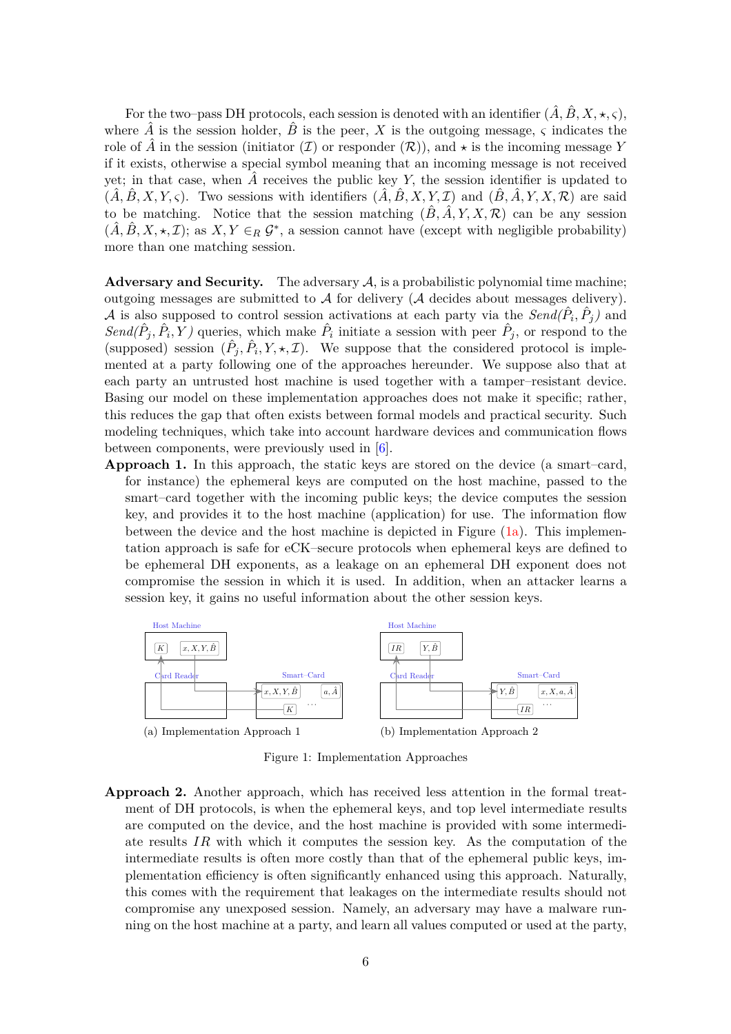For the two–pass DH protocols, each session is denoted with an identifier $(\hat{A}, \hat{B}, X, \star, \varsigma)$, where $\hat{A}$ is the session holder, $\hat{B}$ is the peer, $X$ is the outgoing message, $\varsigma$ indicates the role of $\hat{A}$ in the session (initiator ($\mathcal{I}$) or responder ($\mathcal{R}$)), and $\star$ is the incoming message $Y$ if it exists, otherwise a special symbol meaning that an incoming message is not received yet; in that case, when $\hat{A}$ receives the public key $Y$, the session identifier is updated to $(\hat{A}, \hat{B}, X, Y, \varsigma)$. Two sessions with identifiers $(\hat{A}, \hat{B}, X, Y, \mathcal{I})$ and $(\hat{B}, \hat{A}, Y, X, \mathcal{R})$ are said to be matching. Notice that the session matching $(\hat{B}, \hat{A}, Y, X, \mathcal{R})$ can be any session $(\hat{A}, \hat{B}, X, \star, \mathcal{I})$; as $X, Y \in_R \mathcal{G}^*$, a session cannot have (except with negligible probability) more than one matching session.

**Adversary and Security.** The adversary $\mathcal{A}$, is a probabilistic polynomial time machine; outgoing messages are submitted to $\mathcal{A}$ for delivery ($\mathcal{A}$ decides about messages delivery). $\mathcal{A}$ is also supposed to control session activations at each party via the *Send*($\hat{P}_i, \hat{P}_j$) and *Send*($\hat{P}_j, \hat{P}_i, Y$) queries, which make $\hat{P}_i$ initiate a session with peer $\hat{P}_j$, or respond to the (supposed) session $(\hat{P}_j, \hat{P}_i, Y, \star, \mathcal{I})$. We suppose that the considered protocol is implemented at a party following one of the approaches hereunder. We suppose also that at each party an untrusted host machine is used together with a tamper–resistant device. Basing our model on these implementation approaches does not make it specific; rather, this reduces the gap that often exists between formal models and practical security. Such modeling techniques, which take into account hardware devices and communication flows between components, were previously used in [6].

**Approach 1.** In this approach, the static keys are stored on the device (a smart–card, for instance) the ephemeral keys are computed on the host machine, passed to the smart–card together with the incoming public keys; the device computes the session key, and provides it to the host machine (application) for use. The information flow between the device and the host machine is depicted in Figure (1a). This implementation approach is safe for eCK–secure protocols when ephemeral keys are defined to be ephemeral DH exponents, as a leakage on an ephemeral DH exponent does not compromise the session in which it is used. In addition, when an attacker learns a session key, it gains no useful information about the other session keys.

(a) Implementation Approach 1

(b) Implementation Approach 2

Figure 1: Implementation Approaches

**Approach 2.** Another approach, which has received less attention in the formal treatment of DH protocols, is when the ephemeral keys, and top level intermediate results are computed on the device, and the host machine is provided with some intermediate results $IR$ with which it computes the session key. As the computation of the intermediate results is often more costly than that of the ephemeral public keys, implementation efficiency is often significantly enhanced using this approach. Naturally, this comes with the requirement that leakages on the intermediate results should not compromise any unexposed session. Namely, an adversary may have a malware running on the host machine at a party, and learn all values computed or used at the party,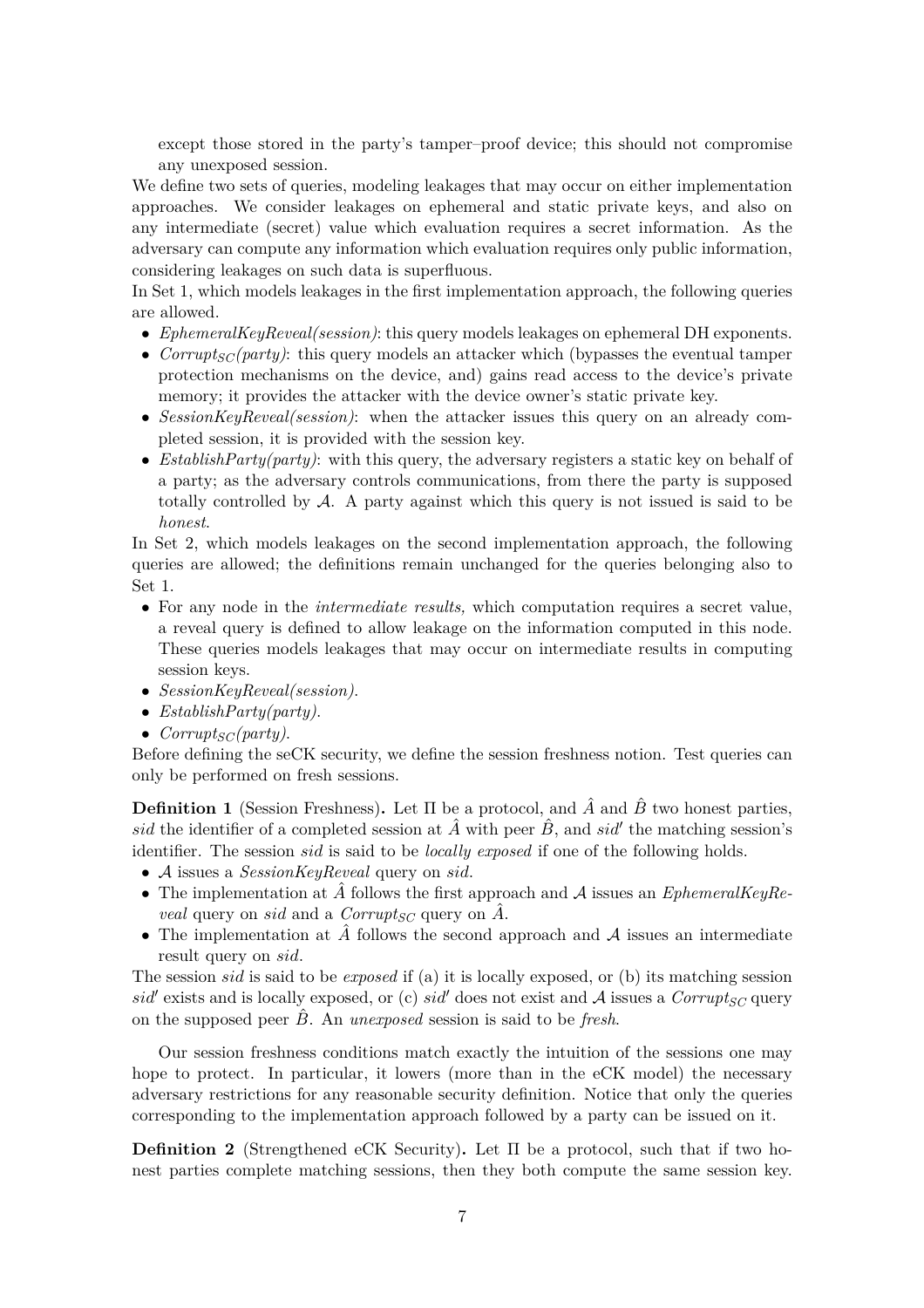except those stored in the party's tamper–proof device; this should not compromise any unexposed session.

We define two sets of queries, modeling leakages that may occur on either implementation approaches. We consider leakages on ephemeral and static private keys, and also on any intermediate (secret) value which evaluation requires a secret information. As the adversary can compute any information which evaluation requires only public information, considering leakages on such data is superfluous.

In Set 1, which models leakages in the first implementation approach, the following queries are allowed.

- *EphemeralKeyReveal(session)*: this query models leakages on ephemeral DH exponents.
- *Corrupt$_{SC}$(party)*: this query models an attacker which (bypasses the eventual tamper protection mechanisms on the device, and) gains read access to the device's private memory; it provides the attacker with the device owner's static private key.
- *SessionKeyReveal(session)*: when the attacker issues this query on an already completed session, it is provided with the session key.
- *EstablishParty(party)*: with this query, the adversary registers a static key on behalf of a party; as the adversary controls communications, from there the party is supposed totally controlled by $\mathcal{A}$. A party against which this query is not issued is said to be *honest*.

In Set 2, which models leakages on the second implementation approach, the following queries are allowed; the definitions remain unchanged for the queries belonging also to Set 1.

- For any node in the *intermediate results,* which computation requires a secret value, a reveal query is defined to allow leakage on the information computed in this node. These queries models leakages that may occur on intermediate results in computing session keys.
- *SessionKeyReveal(session)*.
- *EstablishParty(party)*.
- *Corrupt$_{SC}$(party)*.

Before defining the seCK security, we define the session freshness notion. Test queries can only be performed on fresh sessions.

**Definition 1** (Session Freshness)**.** Let $\Pi$ be a protocol, and $\hat{A}$ and $\hat{B}$ two honest parties, *sid* the identifier of a completed session at $\hat{A}$ with peer $\hat{B}$, and $sid'$ the matching session's identifier. The session *sid* is said to be *locally exposed* if one of the following holds.

- $\mathcal{A}$ issues a *SessionKeyReveal* query on *sid*.
- The implementation at $\hat{A}$ follows the first approach and $\mathcal{A}$ issues an *EphemeralKeyReveal* query on *sid* and a *Corrupt$_{SC}$* query on $\hat{A}$.
- The implementation at $\hat{A}$ follows the second approach and $\mathcal{A}$ issues an intermediate result query on *sid*.

The session *sid* is said to be *exposed* if (a) it is locally exposed, or (b) its matching session $sid'$ exists and is locally exposed, or (c) $sid'$ does not exist and $\mathcal{A}$ issues a *Corrupt$_{SC}$* query on the supposed peer $\hat{B}$. An *unexposed* session is said to be *fresh*.

Our session freshness conditions match exactly the intuition of the sessions one may hope to protect. In particular, it lowers (more than in the eCK model) the necessary adversary restrictions for any reasonable security definition. Notice that only the queries corresponding to the implementation approach followed by a party can be issued on it.

**Definition 2** (Strengthened eCK Security)**.** Let $\Pi$ be a protocol, such that if two honest parties complete matching sessions, then they both compute the same session key.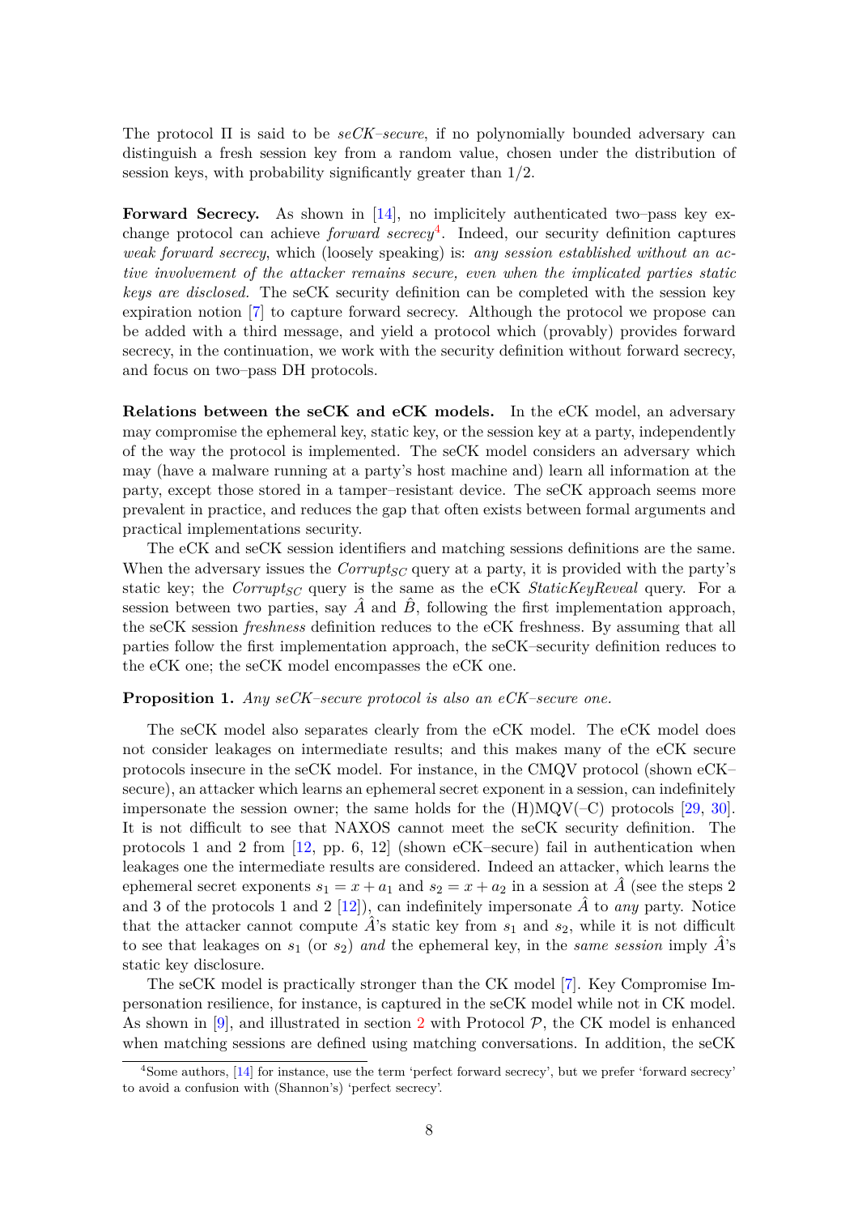The protocol Π is said to be *seCK–secure*, if no polynomially bounded adversary can distinguish a fresh session key from a random value, chosen under the distribution of session keys, with probability significantly greater than 1/2.

**Forward Secrecy.** As shown in [14], no implicitely authenticated two–pass key exchange protocol can achieve *forward secrecy*[4]. Indeed, our security definition captures *weak forward secrecy*, which (loosely speaking) is: *any session established without an active involvement of the attacker remains secure, even when the implicated parties static keys are disclosed.* The seCK security definition can be completed with the session key expiration notion [7] to capture forward secrecy. Although the protocol we propose can be added with a third message, and yield a protocol which (provably) provides forward secrecy, in the continuation, we work with the security definition without forward secrecy, and focus on two–pass DH protocols.

**Relations between the seCK and eCK models.** In the eCK model, an adversary may compromise the ephemeral key, static key, or the session key at a party, independently of the way the protocol is implemented. The seCK model considers an adversary which may (have a malware running at a party's host machine and) learn all information at the party, except those stored in a tamper–resistant device. The seCK approach seems more prevalent in practice, and reduces the gap that often exists between formal arguments and practical implementations security.

The eCK and seCK session identifiers and matching sessions definitions are the same. When the adversary issues the $Corrupt_{SC}$ query at a party, it is provided with the party's static key; the $Corrupt_{SC}$ query is the same as the eCK *StaticKeyReveal* query. For a session between two parties, say $\hat{A}$ and $\hat{B}$, following the first implementation approach, the seCK session *freshness* definition reduces to the eCK freshness. By assuming that all parties follow the first implementation approach, the seCK–security definition reduces to the eCK one; the seCK model encompasses the eCK one.

**Proposition 1.** *Any seCK–secure protocol is also an eCK–secure one.*

The seCK model also separates clearly from the eCK model. The eCK model does not consider leakages on intermediate results; and this makes many of the eCK secure protocols insecure in the seCK model. For instance, in the CMQV protocol (shown eCK–secure), an attacker which learns an ephemeral secret exponent in a session, can indefinitely impersonate the session owner; the same holds for the (H)MQV(–C) protocols [29, 30]. It is not difficult to see that NAXOS cannot meet the seCK security definition. The protocols 1 and 2 from [12, pp. 6, 12] (shown eCK–secure) fail in authentication when leakages one the intermediate results are considered. Indeed an attacker, which learns the ephemeral secret exponents $s_1 = x + a_1$ and $s_2 = x + a_2$ in a session at $\hat{A}$ (see the steps 2 and 3 of the protocols 1 and 2 [12]), can indefinitely impersonate $\hat{A}$ to *any* party. Notice that the attacker cannot compute $\hat{A}$'s static key from $s_1$ and $s_2$, while it is not difficult to see that leakages on $s_1$ (or $s_2$) *and* the ephemeral key, in the *same session* imply $\hat{A}$'s static key disclosure.

The seCK model is practically stronger than the CK model [7]. Key Compromise Impersonation resilience, for instance, is captured in the seCK model while not in CK model. As shown in [9], and illustrated in section 2 with Protocol $\mathcal{P}$, the CK model is enhanced when matching sessions are defined using matching conversations. In addition, the seCK

[4] Some authors, [14] for instance, use the term 'perfect forward secrecy', but we prefer 'forward secrecy' to avoid a confusion with (Shannon's) 'perfect secrecy'.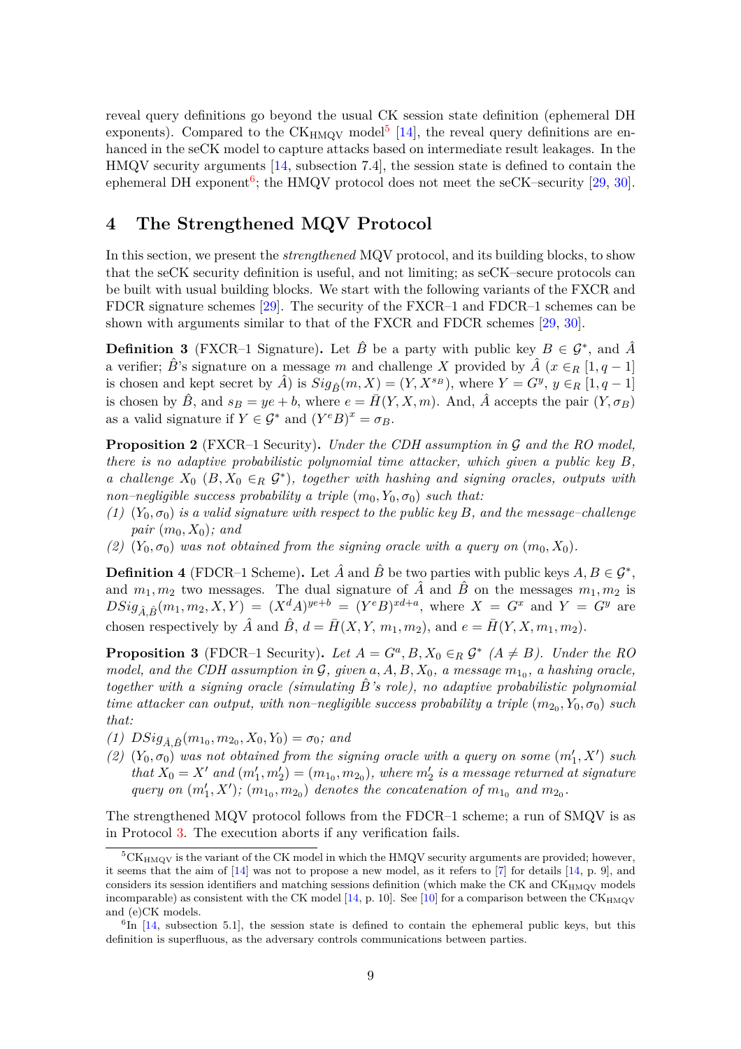reveal query definitions go beyond the usual CK session state definition (ephemeral DH exponents). Compared to the $\text{CK}_{\text{HMQV}}$ model[5] [14], the reveal query definitions are enhanced in the seCK model to capture attacks based on intermediate result leakages. In the HMQV security arguments [14, subsection 7.4], the session state is defined to contain the ephemeral DH exponent[6]; the HMQV protocol does not meet the seCK–security [29, 30].

## 4 The Strengthened MQV Protocol

In this section, we present the *strengthened* MQV protocol, and its building blocks, to show that the seCK security definition is useful, and not limiting; as seCK–secure protocols can be built with usual building blocks. We start with the following variants of the FXCR and FDCR signature schemes [29]. The security of the FXCR–1 and FDCR–1 schemes can be shown with arguments similar to that of the FXCR and FDCR schemes [29, 30].

**Definition 3** (FXCR–1 Signature)**.** Let $\hat{B}$ be a party with public key $B \in \mathcal{G}^*$, and $\hat{A}$ a verifier; $\hat{B}$'s signature on a message $m$ and challenge $X$ provided by $\hat{A}$ ($x \in_R [1, q-1]$ is chosen and kept secret by $\hat{A}$) is $Sig_{\hat{B}}(m, X) = (Y, X^{s_B})$, where $Y = G^y$, $y \in_R [1, q-1]$ is chosen by $\hat{B}$, and $s_B = ye + b$, where $e = \bar{H}(Y, X, m)$. And, $\hat{A}$ accepts the pair $(Y, \sigma_B)$ as a valid signature if $Y \in \mathcal{G}^*$ and $(Y^e B)^x = \sigma_B$.

**Proposition 2** (FXCR–1 Security)**.** *Under the CDH assumption in $\mathcal{G}$ and the RO model, there is no adaptive probabilistic polynomial time attacker, which given a public key $B$, a challenge $X_0$ ($B, X_0 \in_R \mathcal{G}^*$), together with hashing and signing oracles, outputs with non–negligible success probability a triple $(m_0, Y_0, \sigma_0)$ such that:*

*(1) $(Y_0, \sigma_0)$ is a valid signature with respect to the public key $B$, and the message–challenge pair $(m_0, X_0)$; and*

*(2) $(Y_0, \sigma_0)$ was not obtained from the signing oracle with a query on $(m_0, X_0)$.*

**Definition 4** (FDCR–1 Scheme)**.** Let $\hat{A}$ and $\hat{B}$ be two parties with public keys $A, B \in \mathcal{G}^*$, and $m_1, m_2$ two messages. The dual signature of $\hat{A}$ and $\hat{B}$ on the messages $m_1, m_2$ is $DSig_{\hat{A},\hat{B}}(m_1, m_2, X, Y) = (X^d A)^{ye+b} = (Y^e B)^{xd+a}$, where $X = G^x$ and $Y = G^y$ are chosen respectively by $\hat{A}$ and $\hat{B}$, $d = \bar{H}(X, Y, m_1, m_2)$, and $e = \bar{H}(Y, X, m_1, m_2)$.

**Proposition 3** (FDCR–1 Security)**.** *Let $A = G^a, B, X_0 \in_R \mathcal{G}^*$ ($A \neq B$). Under the RO model, and the CDH assumption in $\mathcal{G}$, given $a, A, B, X_0$, a message $m_{1_0}$, a hashing oracle, together with a signing oracle (simulating $\hat{B}$'s role), no adaptive probabilistic polynomial time attacker can output, with non–negligible success probability a triple $(m_{2_0}, Y_0, \sigma_0)$ such that:*

*(1) $DSig_{\hat{A},\hat{B}}(m_{1_0}, m_{2_0}, X_0, Y_0) = \sigma_0$; and*

*(2) $(Y_0, \sigma_0)$ was not obtained from the signing oracle with a query on some $(m_1', X')$ such that $X_0 = X'$ and $(m_1', m_2') = (m_{1_0}, m_{2_0})$, where $m_2'$ is a message returned at signature query on $(m_1', X')$; $(m_{1_0}, m_{2_0})$ denotes the concatenation of $m_{1_0}$ and $m_{2_0}$.*

The strengthened MQV protocol follows from the FDCR–1 scheme; a run of SMQV is as in Protocol 3. The execution aborts if any verification fails.

---

[5] $\text{CK}_{\text{HMQV}}$ is the variant of the CK model in which the HMQV security arguments are provided; however, it seems that the aim of [14] was not to propose a new model, as it refers to [7] for details [14, p. 9], and considers its session identifiers and matching sessions definition (which make the CK and $\text{CK}_{\text{HMQV}}$ models incomparable) as consistent with the CK model [14, p. 10]. See [10] for a comparison between the $\text{CK}_{\text{HMQV}}$ and (e)CK models.

[6] In [14, subsection 5.1], the session state is defined to contain the ephemeral public keys, but this definition is superfluous, as the adversary controls communications between parties.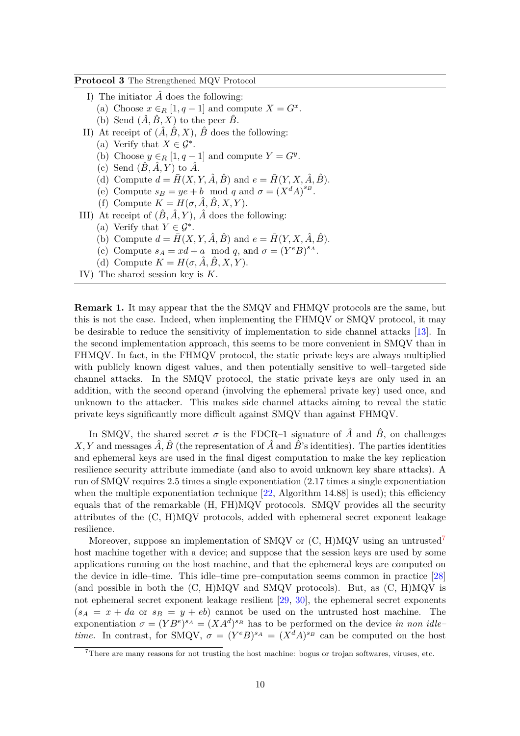**Protocol 3** The Strengthened MQV Protocol

I) The initiator $\hat{A}$ does the following:
   (a) Choose $x \in_R [1, q-1]$ and compute $X = G^x$.
   (b) Send $(\hat{A}, \hat{B}, X)$ to the peer $\hat{B}$.

II) At receipt of $(\hat{A}, \hat{B}, X)$, $\hat{B}$ does the following:
   (a) Verify that $X \in \mathcal{G}^*$.
   (b) Choose $y \in_R [1, q-1]$ and compute $Y = G^y$.
   (c) Send $(\hat{B}, \hat{A}, Y)$ to $\hat{A}$.
   (d) Compute $d = \bar{H}(X, Y, \hat{A}, \hat{B})$ and $e = \bar{H}(Y, X, \hat{A}, \hat{B})$.
   (e) Compute $s_B = ye + b \mod q$ and $\sigma = (X^d A)^{s_B}$.
   (f) Compute $K = H(\sigma, \hat{A}, \hat{B}, X, Y)$.

III) At receipt of $(\hat{B}, \hat{A}, Y)$, $\hat{A}$ does the following:
   (a) Verify that $Y \in \mathcal{G}^*$.
   (b) Compute $d = \bar{H}(X, Y, \hat{A}, \hat{B})$ and $e = \bar{H}(Y, X, \hat{A}, \hat{B})$.
   (c) Compute $s_A = xd + a \mod q$, and $\sigma = (Y^e B)^{s_A}$.
   (d) Compute $K = H(\sigma, \hat{A}, \hat{B}, X, Y)$.

IV) The shared session key is $K$.

**Remark 1.** It may appear that the the SMQV and FHMQV protocols are the same, but this is not the case. Indeed, when implementing the FHMQV or SMQV protocol, it may be desirable to reduce the sensitivity of implementation to side channel attacks [13]. In the second implementation approach, this seems to be more convenient in SMQV than in FHMQV. In fact, in the FHMQV protocol, the static private keys are always multiplied with publicly known digest values, and then potentially sensitive to well–targeted side channel attacks. In the SMQV protocol, the static private keys are only used in an addition, with the second operand (involving the ephemeral private key) used once, and unknown to the attacker. This makes side channel attacks aiming to reveal the static private keys significantly more difficult against SMQV than against FHMQV.

In SMQV, the shared secret $\sigma$ is the FDCR–1 signature of $\hat{A}$ and $\hat{B}$, on challenges $X, Y$ and messages $\hat{A}, \hat{B}$ (the representation of $\hat{A}$ and $\hat{B}$'s identities). The parties identities and ephemeral keys are used in the final digest computation to make the key replication resilience security attribute immediate (and also to avoid unknown key share attacks). A run of SMQV requires 2.5 times a single exponentiation (2.17 times a single exponentiation when the multiple exponentiation technique [22, Algorithm 14.88] is used); this efficiency equals that of the remarkable (H, FH)MQV protocols. SMQV provides all the security attributes of the (C, H)MQV protocols, added with ephemeral secret exponent leakage resilience.

Moreover, suppose an implementation of SMQV or (C, H)MQV using an untrusted[7] host machine together with a device; and suppose that the session keys are used by some applications running on the host machine, and that the ephemeral keys are computed on the device in idle–time. This idle–time pre–computation seems common in practice [28] (and possible in both the (C, H)MQV and SMQV protocols). But, as (C, H)MQV is not ephemeral secret exponent leakage resilient [29, 30], the ephemeral secret exponents ($s_A = x + da$ or $s_B = y + eb$) cannot be used on the untrusted host machine. The exponentiation $\sigma = (YB^e)^{s_A} = (XA^d)^{s_B}$ has to be performed on the device *in non idle–time*. In contrast, for SMQV, $\sigma = (Y^e B)^{s_A} = (X^d A)^{s_B}$ can be computed on the host

[7] There are many reasons for not trusting the host machine: bogus or trojan softwares, viruses, etc.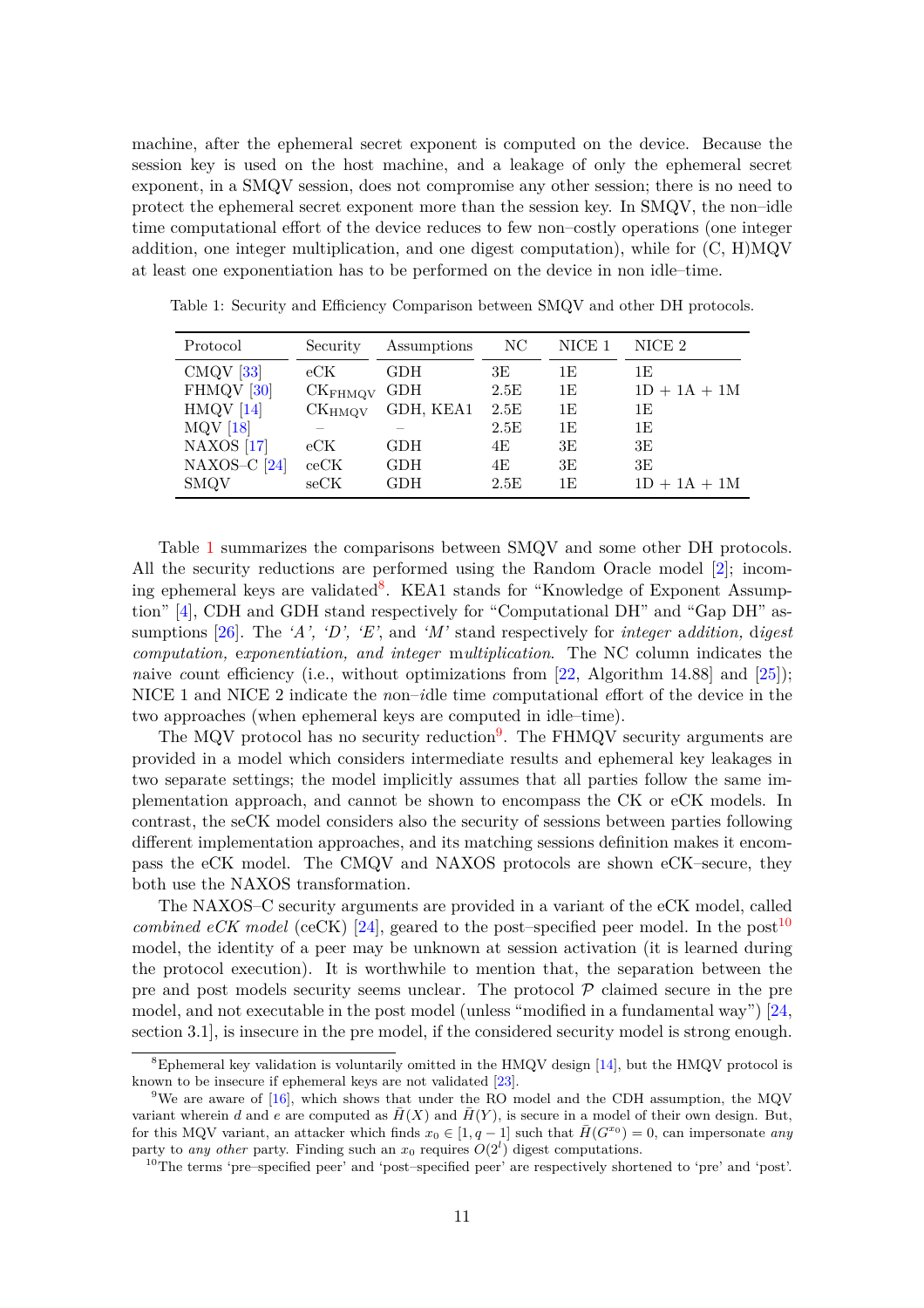machine, after the ephemeral secret exponent is computed on the device. Because the session key is used on the host machine, and a leakage of only the ephemeral secret exponent, in a SMQV session, does not compromise any other session; there is no need to protect the ephemeral secret exponent more than the session key. In SMQV, the non–idle time computational effort of the device reduces to few non–costly operations (one integer addition, one integer multiplication, and one digest computation), while for (C, H)MQV at least one exponentiation has to be performed on the device in non idle–time.

Table 1: Security and Efficiency Comparison between SMQV and other DH protocols.

| Protocol | Security | Assumptions | NC | NICE 1 | NICE 2 |
|---|---|---|---|---|---|
| CMQV [33] | eCK | GDH | 3E | 1E | 1E |
| FHMQV [30] | $\mathrm{CK}_{\mathrm{FHMQV}}$ | GDH | 2.5E | 1E | 1D + 1A + 1M |
| HMQV [14] | $\mathrm{CK}_{\mathrm{HMQV}}$ | GDH, KEA1 | 2.5E | 1E | 1E |
| MQV [18] | – | – | 2.5E | 1E | 1E |
| NAXOS [17] | eCK | GDH | 4E | 3E | 3E |
| NAXOS–C [24] | ceCK | GDH | 4E | 3E | 3E |
| SMQV | seCK | GDH | 2.5E | 1E | 1D + 1A + 1M |

Table 1 summarizes the comparisons between SMQV and some other DH protocols. All the security reductions are performed using the Random Oracle model [2]; incoming ephemeral keys are validated[8]. KEA1 stands for "Knowledge of Exponent Assumption" [4], CDH and GDH stand respectively for "Computational DH" and "Gap DH" assumptions [26]. The *'A', 'D', 'E'*, and *'M'* stand respectively for *integer* a*ddition,* d*igest computation,* e*xponentiation, and integer* m*ultiplication*. The NC column indicates the *n*aive *c*ount efficiency (i.e., without optimizations from [22, Algorithm 14.88] and [25]); NICE 1 and NICE 2 indicate the *n*on–*i*dle time *c*omputational *e*ffort of the device in the two approaches (when ephemeral keys are computed in idle–time).

The MQV protocol has no security reduction[9]. The FHMQV security arguments are provided in a model which considers intermediate results and ephemeral key leakages in two separate settings; the model implicitly assumes that all parties follow the same implementation approach, and cannot be shown to encompass the CK or eCK models. In contrast, the seCK model considers also the security of sessions between parties following different implementation approaches, and its matching sessions definition makes it encompass the eCK model. The CMQV and NAXOS protocols are shown eCK–secure, they both use the NAXOS transformation.

The NAXOS–C security arguments are provided in a variant of the eCK model, called *combined eCK model* (ceCK) [24], geared to the post–specified peer model. In the post[10] model, the identity of a peer may be unknown at session activation (it is learned during the protocol execution). It is worthwhile to mention that, the separation between the pre and post models security seems unclear. The protocol $\mathcal{P}$ claimed secure in the pre model, and not executable in the post model (unless "modified in a fundamental way") [24, section 3.1], is insecure in the pre model, if the considered security model is strong enough.

[8] Ephemeral key validation is voluntarily omitted in the HMQV design [14], but the HMQV protocol is known to be insecure if ephemeral keys are not validated [23].

[9] We are aware of [16], which shows that under the RO model and the CDH assumption, the MQV variant wherein $d$ and $e$ are computed as $\bar{H}(X)$ and $\bar{H}(Y)$, is secure in a model of their own design. But, for this MQV variant, an attacker which finds $x_0 \in [1, q-1]$ such that $\bar{H}(G^{x_0}) = 0$, can impersonate *any* party to *any other* party. Finding such an $x_0$ requires $O(2^l)$ digest computations.

[10] The terms 'pre–specified peer' and 'post–specified peer' are respectively shortened to 'pre' and 'post'.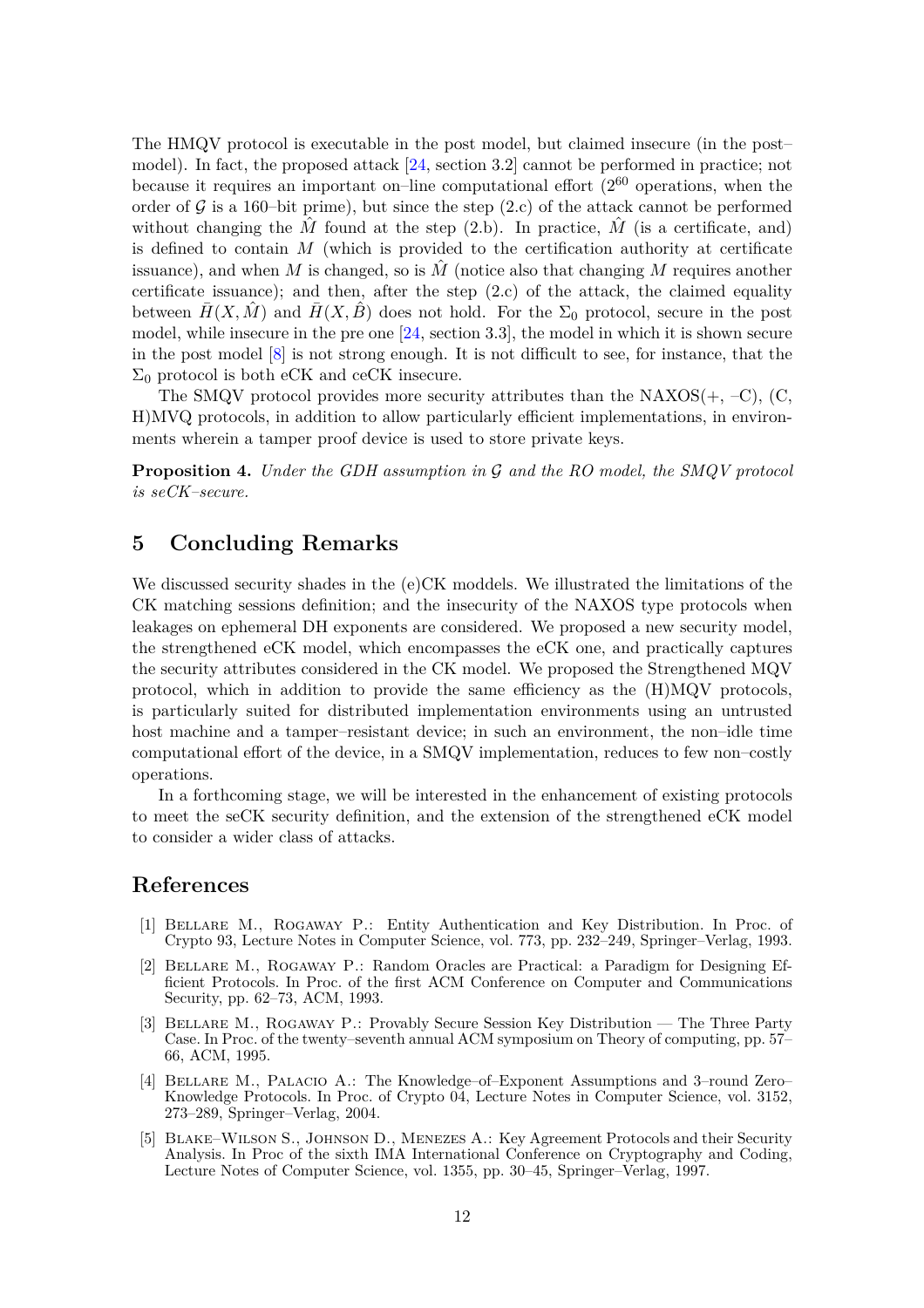The HMQV protocol is executable in the post model, but claimed insecure (in the post–model). In fact, the proposed attack [24, section 3.2] cannot be performed in practice; not because it requires an important on–line computational effort ($2^{60}$ operations, when the order of $\mathcal{G}$ is a 160–bit prime), but since the step (2.c) of the attack cannot be performed without changing the $\hat{M}$ found at the step (2.b). In practice, $\hat{M}$ (is a certificate, and) is defined to contain $M$ (which is provided to the certification authority at certificate issuance), and when $M$ is changed, so is $\hat{M}$ (notice also that changing $M$ requires another certificate issuance); and then, after the step (2.c) of the attack, the claimed equality between $\bar{H}(X, \hat{M})$ and $\bar{H}(X, \hat{B})$ does not hold. For the $\Sigma_0$ protocol, secure in the post model, while insecure in the pre one [24, section 3.3], the model in which it is shown secure in the post model [8] is not strong enough. It is not difficult to see, for instance, that the $\Sigma_0$ protocol is both eCK and ceCK insecure.

The SMQV protocol provides more security attributes than the NAXOS(+, –C), (C, H)MVQ protocols, in addition to allow particularly efficient implementations, in environments wherein a tamper proof device is used to store private keys.

**Proposition 4.** *Under the GDH assumption in $\mathcal{G}$ and the RO model, the SMQV protocol is seCK–secure.*

## 5 Concluding Remarks

We discussed security shades in the (e)CK moddels. We illustrated the limitations of the CK matching sessions definition; and the insecurity of the NAXOS type protocols when leakages on ephemeral DH exponents are considered. We proposed a new security model, the strengthened eCK model, which encompasses the eCK one, and practically captures the security attributes considered in the CK model. We proposed the Strengthened MQV protocol, which in addition to provide the same efficiency as the (H)MQV protocols, is particularly suited for distributed implementation environments using an untrusted host machine and a tamper–resistant device; in such an environment, the non–idle time computational effort of the device, in a SMQV implementation, reduces to few non–costly operations.

In a forthcoming stage, we will be interested in the enhancement of existing protocols to meet the seCK security definition, and the extension of the strengthened eCK model to consider a wider class of attacks.

## References

[1] Bellare M., Rogaway P.: Entity Authentication and Key Distribution. In Proc. of Crypto 93, Lecture Notes in Computer Science, vol. 773, pp. 232–249, Springer–Verlag, 1993.

[2] Bellare M., Rogaway P.: Random Oracles are Practical: a Paradigm for Designing Efficient Protocols. In Proc. of the first ACM Conference on Computer and Communications Security, pp. 62–73, ACM, 1993.

[3] Bellare M., Rogaway P.: Provably Secure Session Key Distribution — The Three Party Case. In Proc. of the twenty–seventh annual ACM symposium on Theory of computing, pp. 57–66, ACM, 1995.

[4] Bellare M., Palacio A.: The Knowledge–of–Exponent Assumptions and 3–round Zero–Knowledge Protocols. In Proc. of Crypto 04, Lecture Notes in Computer Science, vol. 3152, 273–289, Springer–Verlag, 2004.

[5] Blake–Wilson S., Johnson D., Menezes A.: Key Agreement Protocols and their Security Analysis. In Proc of the sixth IMA International Conference on Cryptography and Coding, Lecture Notes of Computer Science, vol. 1355, pp. 30–45, Springer–Verlag, 1997.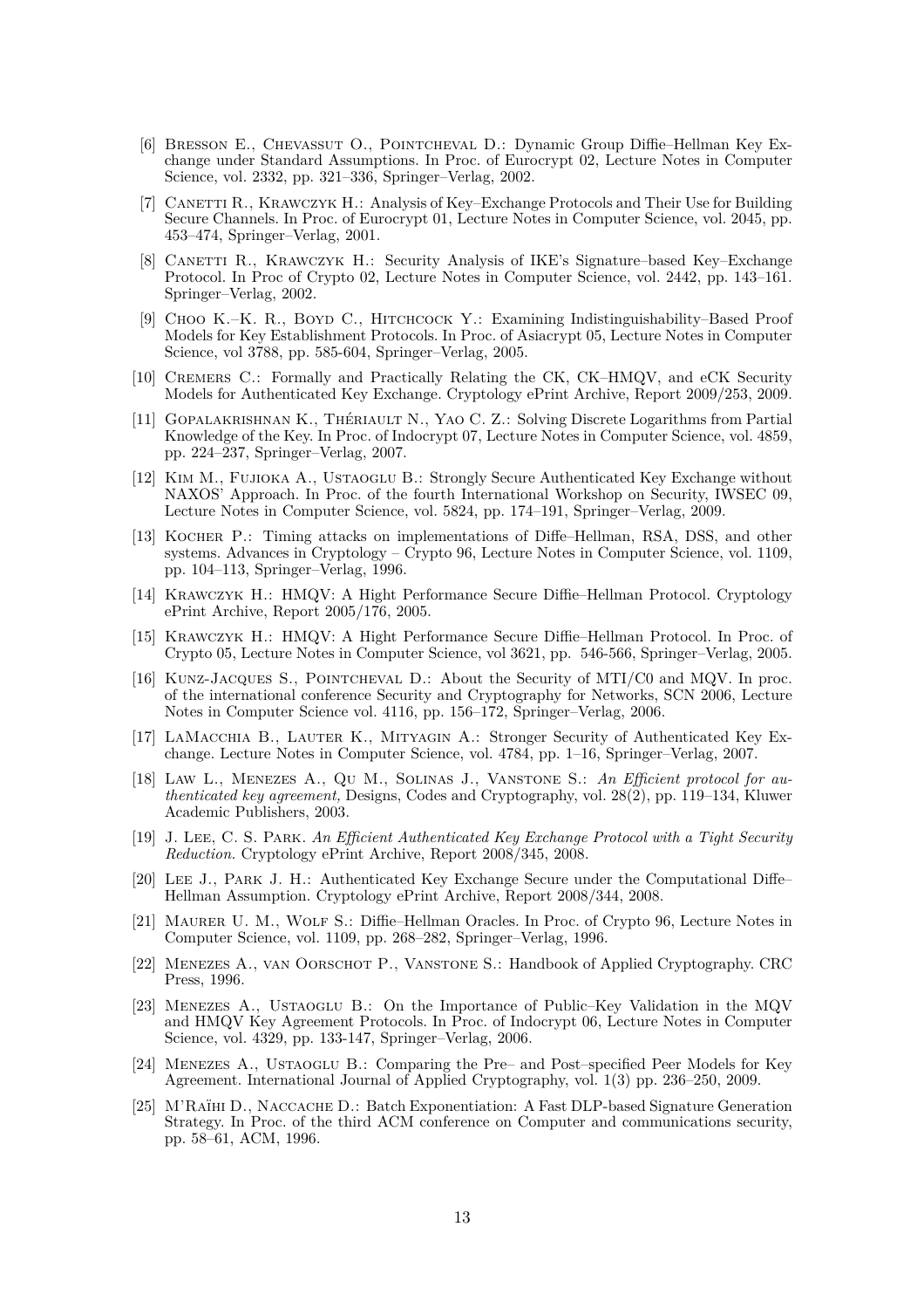[6] Bresson E., Chevassut O., Pointcheval D.: Dynamic Group Diffie–Hellman Key Exchange under Standard Assumptions. In Proc. of Eurocrypt 02, Lecture Notes in Computer Science, vol. 2332, pp. 321–336, Springer–Verlag, 2002.

[7] Canetti R., Krawczyk H.: Analysis of Key–Exchange Protocols and Their Use for Building Secure Channels. In Proc. of Eurocrypt 01, Lecture Notes in Computer Science, vol. 2045, pp. 453–474, Springer–Verlag, 2001.

[8] Canetti R., Krawczyk H.: Security Analysis of IKE's Signature–based Key–Exchange Protocol. In Proc of Crypto 02, Lecture Notes in Computer Science, vol. 2442, pp. 143–161. Springer–Verlag, 2002.

[9] Choo K.–K. R., Boyd C., Hitchcock Y.: Examining Indistinguishability–Based Proof Models for Key Establishment Protocols. In Proc. of Asiacrypt 05, Lecture Notes in Computer Science, vol 3788, pp. 585-604, Springer–Verlag, 2005.

[10] Cremers C.: Formally and Practically Relating the CK, CK–HMQV, and eCK Security Models for Authenticated Key Exchange. Cryptology ePrint Archive, Report 2009/253, 2009.

[11] Gopalakrishnan K., Thériault N., Yao C. Z.: Solving Discrete Logarithms from Partial Knowledge of the Key. In Proc. of Indocrypt 07, Lecture Notes in Computer Science, vol. 4859, pp. 224–237, Springer–Verlag, 2007.

[12] Kim M., Fujioka A., Ustaoglu B.: Strongly Secure Authenticated Key Exchange without NAXOS' Approach. In Proc. of the fourth International Workshop on Security, IWSEC 09, Lecture Notes in Computer Science, vol. 5824, pp. 174–191, Springer–Verlag, 2009.

[13] Kocher P.: Timing attacks on implementations of Diffe–Hellman, RSA, DSS, and other systems. Advances in Cryptology – Crypto 96, Lecture Notes in Computer Science, vol. 1109, pp. 104–113, Springer–Verlag, 1996.

[14] Krawczyk H.: HMQV: A Hight Performance Secure Diffie–Hellman Protocol. Cryptology ePrint Archive, Report 2005/176, 2005.

[15] Krawczyk H.: HMQV: A Hight Performance Secure Diffie–Hellman Protocol. In Proc. of Crypto 05, Lecture Notes in Computer Science, vol 3621, pp. 546-566, Springer–Verlag, 2005.

[16] Kunz-Jacques S., Pointcheval D.: About the Security of MTI/C0 and MQV. In proc. of the international conference Security and Cryptography for Networks, SCN 2006, Lecture Notes in Computer Science vol. 4116, pp. 156–172, Springer–Verlag, 2006.

[17] LaMacchia B., Lauter K., Mityagin A.: Stronger Security of Authenticated Key Exchange. Lecture Notes in Computer Science, vol. 4784, pp. 1–16, Springer–Verlag, 2007.

[18] Law L., Menezes A., Qu M., Solinas J., Vanstone S.: *An Efficient protocol for authenticated key agreement,* Designs, Codes and Cryptography, vol. 28(2), pp. 119–134, Kluwer Academic Publishers, 2003.

[19] J. Lee, C. S. Park. *An Efficient Authenticated Key Exchange Protocol with a Tight Security Reduction.* Cryptology ePrint Archive, Report 2008/345, 2008.

[20] Lee J., Park J. H.: Authenticated Key Exchange Secure under the Computational Diffe–Hellman Assumption. Cryptology ePrint Archive, Report 2008/344, 2008.

[21] Maurer U. M., Wolf S.: Diffie–Hellman Oracles. In Proc. of Crypto 96, Lecture Notes in Computer Science, vol. 1109, pp. 268–282, Springer–Verlag, 1996.

[22] Menezes A., van Oorschot P., Vanstone S.: Handbook of Applied Cryptography. CRC Press, 1996.

[23] Menezes A., Ustaoglu B.: On the Importance of Public–Key Validation in the MQV and HMQV Key Agreement Protocols. In Proc. of Indocrypt 06, Lecture Notes in Computer Science, vol. 4329, pp. 133-147, Springer–Verlag, 2006.

[24] Menezes A., Ustaoglu B.: Comparing the Pre– and Post–specified Peer Models for Key Agreement. International Journal of Applied Cryptography, vol. 1(3) pp. 236–250, 2009.

[25] M'Raïhi D., Naccache D.: Batch Exponentiation: A Fast DLP-based Signature Generation Strategy. In Proc. of the third ACM conference on Computer and communications security, pp. 58–61, ACM, 1996.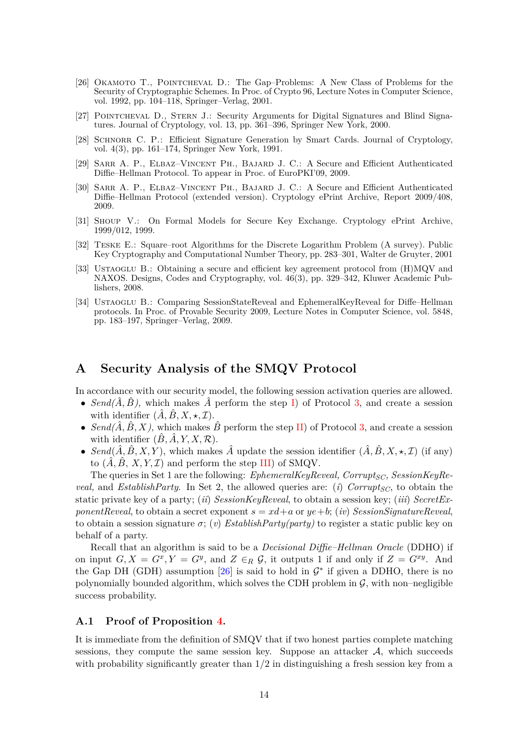[26] Okamoto T., Pointcheval D.: The Gap–Problems: A New Class of Problems for the Security of Cryptographic Schemes. In Proc. of Crypto 96, Lecture Notes in Computer Science, vol. 1992, pp. 104–118, Springer–Verlag, 2001.

[27] Pointcheval D., Stern J.: Security Arguments for Digital Signatures and Blind Signatures. Journal of Cryptology, vol. 13, pp. 361–396, Springer New York, 2000.

[28] Schnorr C. P.: Efficient Signature Generation by Smart Cards. Journal of Cryptology, vol. 4(3), pp. 161–174, Springer New York, 1991.

[29] Sarr A. P., Elbaz–Vincent Ph., Bajard J. C.: A Secure and Efficient Authenticated Diffie–Hellman Protocol. To appear in Proc. of EuroPKI'09, 2009.

[30] Sarr A. P., Elbaz–Vincent Ph., Bajard J. C.: A Secure and Efficient Authenticated Diffie–Hellman Protocol (extended version). Cryptology ePrint Archive, Report 2009/408, 2009.

[31] Shoup V.: On Formal Models for Secure Key Exchange. Cryptology ePrint Archive, 1999/012, 1999.

[32] Teske E.: Square–root Algorithms for the Discrete Logarithm Problem (A survey). Public Key Cryptography and Computational Number Theory, pp. 283–301, Walter de Gruyter, 2001

[33] Ustaoglu B.: Obtaining a secure and efficient key agreement protocol from (H)MQV and NAXOS. Designs, Codes and Cryptography, vol. 46(3), pp. 329–342, Kluwer Academic Publishers, 2008.

[34] Ustaoglu B.: Comparing SessionStateReveal and EphemeralKeyReveal for Diffe–Hellman protocols. In Proc. of Provable Security 2009, Lecture Notes in Computer Science, vol. 5848, pp. 183–197, Springer–Verlag, 2009.

# A Security Analysis of the SMQV Protocol

In accordance with our security model, the following session activation queries are allowed.

- *Send*($\hat{A}, \hat{B}$), which makes $\hat{A}$ perform the step I) of Protocol 3, and create a session with identifier $(\hat{A}, \hat{B}, X, \star, \mathcal{I})$.
- *Send*($\hat{A}, \hat{B}, X$), which makes $\hat{B}$ perform the step II) of Protocol 3, and create a session with identifier $(\hat{B}, \hat{A}, Y, X, \mathcal{R})$.
- *Send*($\hat{A}, \hat{B}, X, Y$), which makes $\hat{A}$ update the session identifier $(\hat{A}, \hat{B}, X, \star, \mathcal{I})$ (if any) to $(\hat{A}, \hat{B}, X, Y, \mathcal{I})$ and perform the step III) of SMQV.

The queries in Set 1 are the following: *EphemeralKeyReveal, Corrupt$_{SC}$, SessionKeyReveal,* and *EstablishParty*. In Set 2, the allowed queries are: (*i*) *Corrupt$_{SC}$*, to obtain the static private key of a party; (*ii*) *SessionKeyReveal*, to obtain a session key; (*iii*) *SecretExponentReveal*, to obtain a secret exponent $s = xd+a$ or $ye+b$; (*iv*) *SessionSignatureReveal*, to obtain a session signature $\sigma$; (*v*) *EstablishParty(party)* to register a static public key on behalf of a party.

Recall that an algorithm is said to be a *Decisional Diffie–Hellman Oracle* (DDHO) if on input $G, X = G^x, Y = G^y$, and $Z \in_R \mathcal{G}$, it outputs 1 if and only if $Z = G^{xy}$. And the Gap DH (GDH) assumption [26] is said to hold in $\mathcal{G}^*$ if given a DDHO, there is no polynomially bounded algorithm, which solves the CDH problem in $\mathcal{G}$, with non–negligible success probability.

## A.1 Proof of Proposition 4.

It is immediate from the definition of SMQV that if two honest parties complete matching sessions, they compute the same session key. Suppose an attacker $\mathcal{A}$, which succeeds with probability significantly greater than $1/2$ in distinguishing a fresh session key from a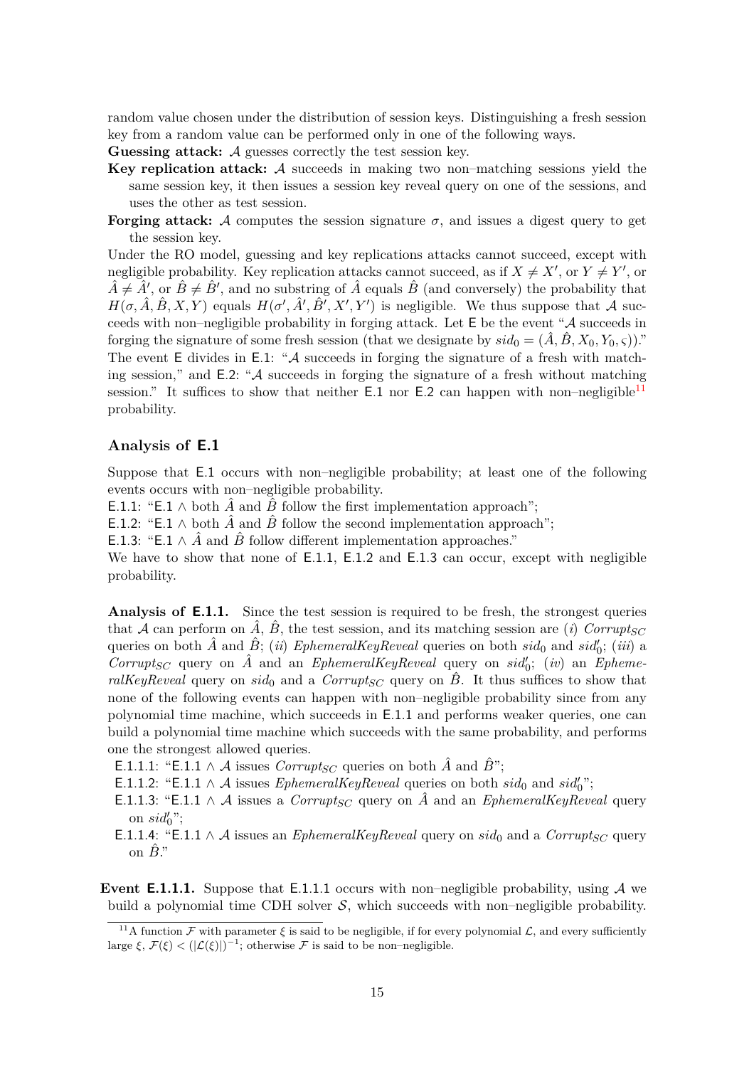random value chosen under the distribution of session keys. Distinguishing a fresh session key from a random value can be performed only in one of the following ways.

**Guessing attack:** $\mathcal{A}$ guesses correctly the test session key.

**Key replication attack:** $\mathcal{A}$ succeeds in making two non–matching sessions yield the same session key, it then issues a session key reveal query on one of the sessions, and uses the other as test session.

**Forging attack:** $\mathcal{A}$ computes the session signature $\sigma$, and issues a digest query to get the session key.

Under the RO model, guessing and key replications attacks cannot succeed, except with negligible probability. Key replication attacks cannot succeed, as if $X \neq X'$, or $Y \neq Y'$, or $\hat{A} \neq \hat{A}'$, or $\hat{B} \neq \hat{B}'$, and no substring of $\hat{A}$ equals $\hat{B}$ (and conversely) the probability that $H(\sigma, \hat{A}, \hat{B}, X, Y)$ equals $H(\sigma', \hat{A}', \hat{B}', X', Y')$ is negligible. We thus suppose that $\mathcal{A}$ succeeds with non–negligible probability in forging attack. Let $\mathsf{E}$ be the event "$\mathcal{A}$ succeeds in forging the signature of some fresh session (that we designate by $sid_0 = (\hat{A}, \hat{B}, X_0, Y_0, \varsigma)$)." The event $\mathsf{E}$ divides in $\mathsf{E.1}$: "$\mathcal{A}$ succeeds in forging the signature of a fresh with matching session," and $\mathsf{E.2}$: "$\mathcal{A}$ succeeds in forging the signature of a fresh without matching session." It suffices to show that neither $\mathsf{E.1}$ nor $\mathsf{E.2}$ can happen with non–negligible[11] probability.

## Analysis of E.1

Suppose that $\mathsf{E.1}$ occurs with non–negligible probability; at least one of the following events occurs with non–negligible probability.

$\mathsf{E.1.1}$: "$\mathsf{E.1} \wedge$ both $\hat{A}$ and $\hat{B}$ follow the first implementation approach";

$\mathsf{E.1.2}$: "$\mathsf{E.1} \wedge$ both $\hat{A}$ and $\hat{B}$ follow the second implementation approach";

$\mathsf{E.1.3}$: "$\mathsf{E.1} \wedge \hat{A}$ and $\hat{B}$ follow different implementation approaches."

We have to show that none of $\mathsf{E.1.1}$, $\mathsf{E.1.2}$ and $\mathsf{E.1.3}$ can occur, except with negligible probability.

**Analysis of E.1.1.** Since the test session is required to be fresh, the strongest queries that $\mathcal{A}$ can perform on $\hat{A}$, $\hat{B}$, the test session, and its matching session are (*i*) $Corrupt_{SC}$ queries on both $\hat{A}$ and $\hat{B}$; (*ii*) *EphemeralKeyReveal* queries on both $sid_0$ and $sid_0'$; (*iii*) a $Corrupt_{SC}$ query on $\hat{A}$ and an *EphemeralKeyReveal* query on $sid_0'$; (*iv*) an *EphemeralKeyReveal* query on $sid_0$ and a $Corrupt_{SC}$ query on $\hat{B}$. It thus suffices to show that none of the following events can happen with non–negligible probability since from any polynomial time machine, which succeeds in $\mathsf{E.1.1}$ and performs weaker queries, one can build a polynomial time machine which succeeds with the same probability, and performs one the strongest allowed queries.

- $\mathsf{E.1.1.1}$: "$\mathsf{E.1.1} \wedge \mathcal{A}$ issues $Corrupt_{SC}$ queries on both $\hat{A}$ and $\hat{B}$";
- $\mathsf{E.1.1.2}$: "$\mathsf{E.1.1} \wedge \mathcal{A}$ issues *EphemeralKeyReveal* queries on both $sid_0$ and $sid_0'$";
- $\mathsf{E.1.1.3}$: "$\mathsf{E.1.1} \wedge \mathcal{A}$ issues a $Corrupt_{SC}$ query on $\hat{A}$ and an *EphemeralKeyReveal* query on $sid_0'$";
- $\mathsf{E.1.1.4}$: "$\mathsf{E.1.1} \wedge \mathcal{A}$ issues an *EphemeralKeyReveal* query on $sid_0$ and a $Corrupt_{SC}$ query on $\hat{B}$."

**Event E.1.1.1.** Suppose that $\mathsf{E.1.1.1}$ occurs with non–negligible probability, using $\mathcal{A}$ we build a polynomial time CDH solver $\mathcal{S}$, which succeeds with non–negligible probability.

[11] A function $\mathcal{F}$ with parameter $\xi$ is said to be negligible, if for every polynomial $\mathcal{L}$, and every sufficiently large $\xi$, $\mathcal{F}(\xi) < (|\mathcal{L}(\xi)|)^{-1}$; otherwise $\mathcal{F}$ is said to be non–negligible.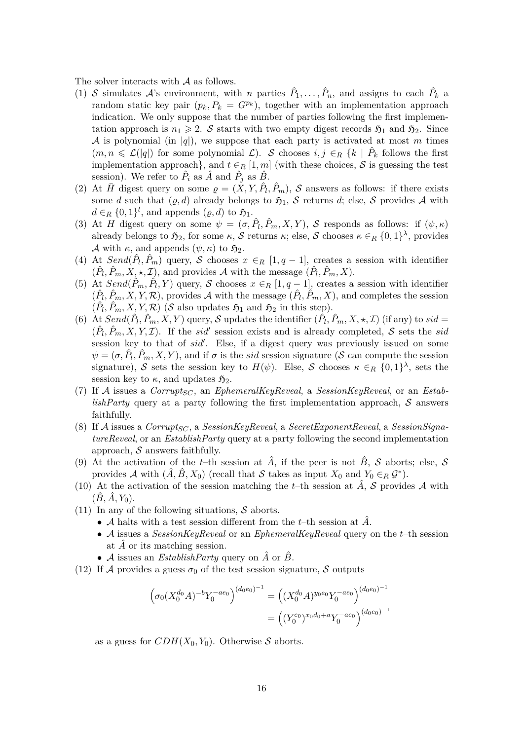The solver interacts with $\mathcal{A}$ as follows.

(1) $\mathcal{S}$ simulates $\mathcal{A}$'s environment, with $n$ parties $\hat{P}_1, \ldots, \hat{P}_n$, and assigns to each $\hat{P}_k$ a random static key pair $(p_k, P_k = G^{p_k})$, together with an implementation approach indication. We only suppose that the number of parties following the first implementation approach is $n_1 \geqslant 2$. $\mathcal{S}$ starts with two empty digest records $\mathfrak{H}_1$ and $\mathfrak{H}_2$. Since $\mathcal{A}$ is polynomial (in $|q|$), we suppose that each party is activated at most $m$ times ($m, n \leqslant \mathcal{L}(|q|)$ for some polynomial $\mathcal{L}$). $\mathcal{S}$ chooses $i, j \in_R \{k \mid \hat{P}_k$ follows the first implementation approach$\}$, and $t \in_R [1, m]$ (with these choices, $\mathcal{S}$ is guessing the test session). We refer to $\hat{P}_i$ as $\hat{A}$ and $\hat{P}_j$ as $\hat{B}$.

(2) At $\bar{H}$ digest query on some $\varrho = (X, Y, \hat{P}_l, \hat{P}_m)$, $\mathcal{S}$ answers as follows: if there exists some $d$ such that $(\varrho, d)$ already belongs to $\mathfrak{H}_1$, $\mathcal{S}$ returns $d$; else, $\mathcal{S}$ provides $\mathcal{A}$ with $d \in_R \{0,1\}^l$, and appends $(\varrho, d)$ to $\mathfrak{H}_1$.

(3) At $H$ digest query on some $\psi = (\sigma, \hat{P}_l, \hat{P}_m, X, Y)$, $\mathcal{S}$ responds as follows: if $(\psi, \kappa)$ already belongs to $\mathfrak{H}_2$, for some $\kappa$, $\mathcal{S}$ returns $\kappa$; else, $\mathcal{S}$ chooses $\kappa \in_R \{0,1\}^\lambda$, provides $\mathcal{A}$ with $\kappa$, and appends $(\psi, \kappa)$ to $\mathfrak{H}_2$.

(4) At $Send(\hat{P}_l, \hat{P}_m)$ query, $\mathcal{S}$ chooses $x \in_R [1, q-1]$, creates a session with identifier $(\hat{P}_l, \hat{P}_m, X, \star, \mathcal{I})$, and provides $\mathcal{A}$ with the message $(\hat{P}_l, \hat{P}_m, X)$.

(5) At $Send(\hat{P}_m, \hat{P}_l, Y)$ query, $\mathcal{S}$ chooses $x \in_R [1, q-1]$, creates a session with identifier $(\hat{P}_l, \hat{P}_m, X, Y, \mathcal{R})$, provides $\mathcal{A}$ with the message $(\hat{P}_l, \hat{P}_m, X)$, and completes the session $(\hat{P}_l, \hat{P}_m, X, Y, \mathcal{R})$ ($\mathcal{S}$ also updates $\mathfrak{H}_1$ and $\mathfrak{H}_2$ in this step).

(6) At $Send(\hat{P}_l, \hat{P}_m, X, Y)$ query, $\mathcal{S}$ updates the identifier $(\hat{P}_l, \hat{P}_m, X, \star, \mathcal{I})$ (if any) to $sid = (\hat{P}_l, \hat{P}_m, X, Y, \mathcal{I})$. If the $sid'$ session exists and is already completed, $\mathcal{S}$ sets the $sid$ session key to that of $sid'$. Else, if a digest query was previously issued on some $\psi = (\sigma, \hat{P}_l, \hat{P}_m, X, Y)$, and if $\sigma$ is the $sid$ session signature ($\mathcal{S}$ can compute the session signature), $\mathcal{S}$ sets the session key to $H(\psi)$. Else, $\mathcal{S}$ chooses $\kappa \in_R \{0,1\}^\lambda$, sets the session key to $\kappa$, and updates $\mathfrak{H}_2$.

(7) If $\mathcal{A}$ issues a $Corrupt_{SC}$, an $EphemeralKeyReveal$, a $SessionKeyReveal$, or an $EstablishParty$ query at a party following the first implementation approach, $\mathcal{S}$ answers faithfully.

(8) If $\mathcal{A}$ issues a $Corrupt_{SC}$, a $SessionKeyReveal$, a $SecretExponentReveal$, a $SessionSignatureReveal$, or an $EstablishParty$ query at a party following the second implementation approach, $\mathcal{S}$ answers faithfully.

(9) At the activation of the $t$–th session at $\hat{A}$, if the peer is not $\hat{B}$, $\mathcal{S}$ aborts; else, $\mathcal{S}$ provides $\mathcal{A}$ with $(\hat{A}, \hat{B}, X_0)$ (recall that $\mathcal{S}$ takes as input $X_0$ and $Y_0 \in_R \mathcal{G}^*$).

(10) At the activation of the session matching the $t$–th session at $\hat{A}$, $\mathcal{S}$ provides $\mathcal{A}$ with $(\hat{B}, \hat{A}, Y_0)$.

(11) In any of the following situations, $\mathcal{S}$ aborts.
   - $\mathcal{A}$ halts with a test session different from the $t$–th session at $\hat{A}$.
   - $\mathcal{A}$ issues a $SessionKeyReveal$ or an $EphemeralKeyReveal$ query on the $t$–th session at $\hat{A}$ or its matching session.
   - $\mathcal{A}$ issues an $EstablishParty$ query on $\hat{A}$ or $\hat{B}$.

(12) If $\mathcal{A}$ provides a guess $\sigma_0$ of the test session signature, $\mathcal{S}$ outputs

$$\left(\sigma_0 (X_0^{d_0} A)^{-b} Y_0^{-ae_0}\right)^{(d_0 e_0)^{-1}} = \left((X_0^{d_0} A)^{y_0 e_0} Y_0^{-ae_0}\right)^{(d_0 e_0)^{-1}}$$
$$= \left((Y_0^{e_0})^{x_0 d_0 + a} Y_0^{-ae_0}\right)^{(d_0 e_0)^{-1}}$$

as a guess for $CDH(X_0, Y_0)$. Otherwise $\mathcal{S}$ aborts.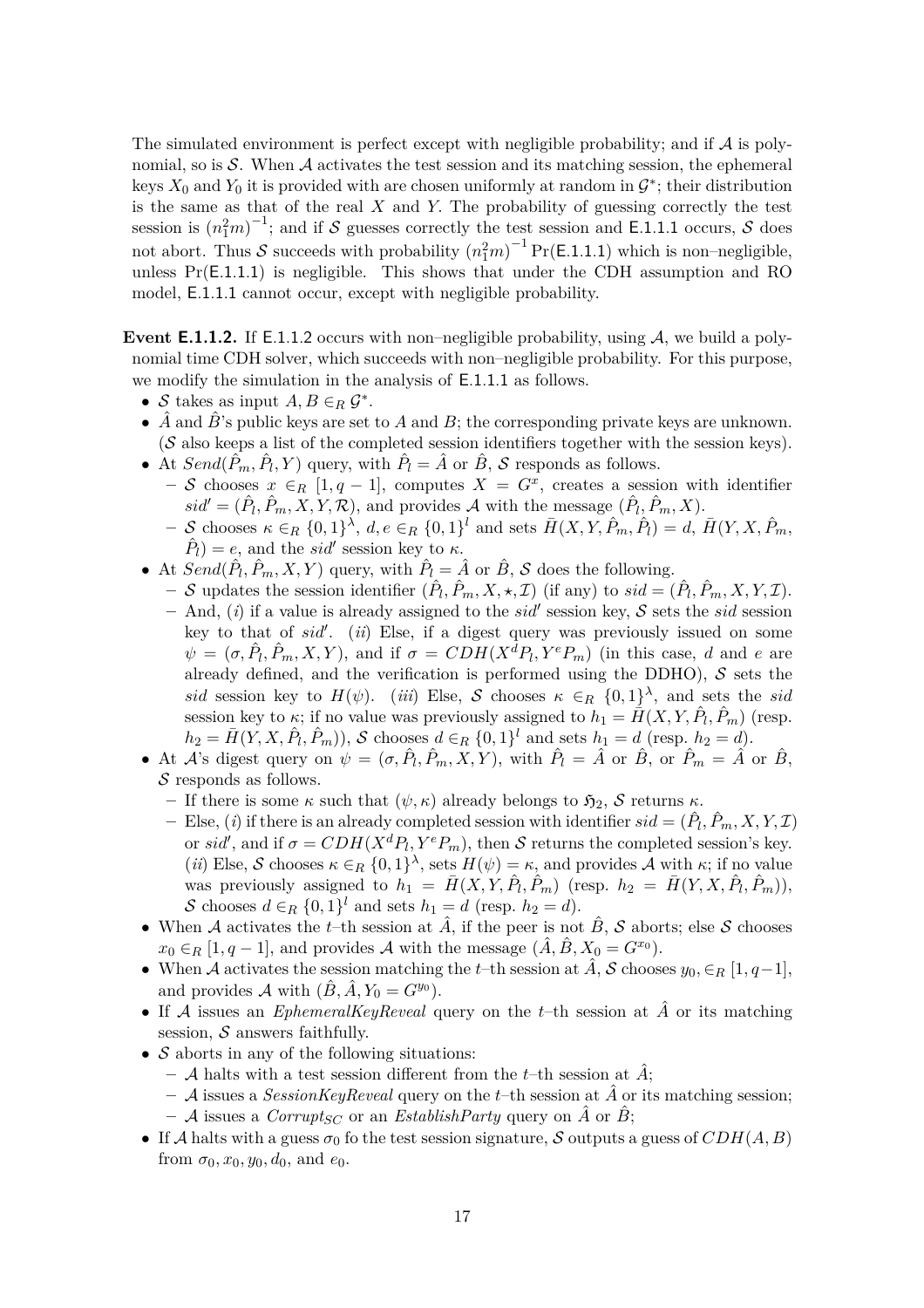The simulated environment is perfect except with negligible probability; and if $\mathcal{A}$ is polynomial, so is $\mathcal{S}$. When $\mathcal{A}$ activates the test session and its matching session, the ephemeral keys $X_0$ and $Y_0$ it is provided with are chosen uniformly at random in $\mathcal{G}^*$; their distribution is the same as that of the real $X$ and $Y$. The probability of guessing correctly the test session is $(n_1^2 m)^{-1}$; and if $\mathcal{S}$ guesses correctly the test session and $\mathsf{E}.1.1.1$ occurs, $\mathcal{S}$ does not abort. Thus $\mathcal{S}$ succeeds with probability $(n_1^2 m)^{-1} \Pr(\mathsf{E}.1.1.1)$ which is non–negligible, unless $\Pr(\mathsf{E}.1.1.1)$ is negligible. This shows that under the CDH assumption and RO model, $\mathsf{E}.1.1.1$ cannot occur, except with negligible probability.

**Event $\mathsf{E}.1.1.2$.** If $\mathsf{E}.1.1.2$ occurs with non–negligible probability, using $\mathcal{A}$, we build a polynomial time CDH solver, which succeeds with non–negligible probability. For this purpose, we modify the simulation in the analysis of $\mathsf{E}.1.1.1$ as follows.

- $\mathcal{S}$ takes as input $A, B \in_R \mathcal{G}^*$.
- $\hat{A}$ and $\hat{B}$'s public keys are set to $A$ and $B$; the corresponding private keys are unknown. ($\mathcal{S}$ also keeps a list of the completed session identifiers together with the session keys).
- At $Send(\hat{P}_m, \hat{P}_l, Y)$ query, with $\hat{P}_l = \hat{A}$ or $\hat{B}$, $\mathcal{S}$ responds as follows.
  - $\mathcal{S}$ chooses $x \in_R [1, q-1]$, computes $X = G^x$, creates a session with identifier $sid' = (\hat{P}_l, \hat{P}_m, X, Y, \mathcal{R})$, and provides $\mathcal{A}$ with the message $(\hat{P}_l, \hat{P}_m, X)$.
  - $\mathcal{S}$ chooses $\kappa \in_R \{0,1\}^\lambda$, $d, e \in_R \{0,1\}^l$ and sets $\bar{H}(X, Y, \hat{P}_m, \hat{P}_l) = d$, $\bar{H}(Y, X, \hat{P}_m, \hat{P}_l) = e$, and the $sid'$ session key to $\kappa$.
- At $Send(\hat{P}_l, \hat{P}_m, X, Y)$ query, with $\hat{P}_l = \hat{A}$ or $\hat{B}$, $\mathcal{S}$ does the following.
  - $\mathcal{S}$ updates the session identifier $(\hat{P}_l, \hat{P}_m, X, \star, \mathcal{I})$ (if any) to $sid = (\hat{P}_l, \hat{P}_m, X, Y, \mathcal{I})$.
  - And, $(i)$ if a value is already assigned to the $sid'$ session key, $\mathcal{S}$ sets the $sid$ session key to that of $sid'$. $(ii)$ Else, if a digest query was previously issued on some $\psi = (\sigma, \hat{P}_l, \hat{P}_m, X, Y)$, and if $\sigma = CDH(X^d P_l, Y^e P_m)$ (in this case, $d$ and $e$ are already defined, and the verification is performed using the DDHO), $\mathcal{S}$ sets the $sid$ session key to $H(\psi)$. $(iii)$ Else, $\mathcal{S}$ chooses $\kappa \in_R \{0,1\}^\lambda$, and sets the $sid$ session key to $\kappa$; if no value was previously assigned to $h_1 = \bar{H}(X, Y, \hat{P}_l, \hat{P}_m)$ (resp. $h_2 = \bar{H}(Y, X, \hat{P}_l, \hat{P}_m)$), $\mathcal{S}$ chooses $d \in_R \{0,1\}^l$ and sets $h_1 = d$ (resp. $h_2 = d$).
- At $\mathcal{A}$'s digest query on $\psi = (\sigma, \hat{P}_l, \hat{P}_m, X, Y)$, with $\hat{P}_l = \hat{A}$ or $\hat{B}$, or $\hat{P}_m = \hat{A}$ or $\hat{B}$, $\mathcal{S}$ responds as follows.
  - If there is some $\kappa$ such that $(\psi, \kappa)$ already belongs to $\mathfrak{H}_2$, $\mathcal{S}$ returns $\kappa$.
  - Else, $(i)$ if there is an already completed session with identifier $sid = (\hat{P}_l, \hat{P}_m, X, Y, \mathcal{I})$ or $sid'$, and if $\sigma = CDH(X^d P_l, Y^e P_m)$, then $\mathcal{S}$ returns the completed session's key. $(ii)$ Else, $\mathcal{S}$ chooses $\kappa \in_R \{0,1\}^\lambda$, sets $H(\psi) = \kappa$, and provides $\mathcal{A}$ with $\kappa$; if no value was previously assigned to $h_1 = \bar{H}(X, Y, \hat{P}_l, \hat{P}_m)$ (resp. $h_2 = \bar{H}(Y, X, \hat{P}_l, \hat{P}_m)$), $\mathcal{S}$ chooses $d \in_R \{0,1\}^l$ and sets $h_1 = d$ (resp. $h_2 = d$).
- When $\mathcal{A}$ activates the $t$–th session at $\hat{A}$, if the peer is not $\hat{B}$, $\mathcal{S}$ aborts; else $\mathcal{S}$ chooses $x_0 \in_R [1, q-1]$, and provides $\mathcal{A}$ with the message $(\hat{A}, \hat{B}, X_0 = G^{x_0})$.
- When $\mathcal{A}$ activates the session matching the $t$–th session at $\hat{A}$, $\mathcal{S}$ chooses $y_0, \in_R [1, q-1]$, and provides $\mathcal{A}$ with $(\hat{B}, \hat{A}, Y_0 = G^{y_0})$.
- If $\mathcal{A}$ issues an *EphemeralKeyReveal* query on the $t$–th session at $\hat{A}$ or its matching session, $\mathcal{S}$ answers faithfully.
- $\mathcal{S}$ aborts in any of the following situations:
  - $\mathcal{A}$ halts with a test session different from the $t$–th session at $\hat{A}$;
  - $\mathcal{A}$ issues a *SessionKeyReveal* query on the $t$–th session at $\hat{A}$ or its matching session;
  - $\mathcal{A}$ issues a $Corrupt_{SC}$ or an *EstablishParty* query on $\hat{A}$ or $\hat{B}$;
- If $\mathcal{A}$ halts with a guess $\sigma_0$ fo the test session signature, $\mathcal{S}$ outputs a guess of $CDH(A, B)$ from $\sigma_0, x_0, y_0, d_0$, and $e_0$.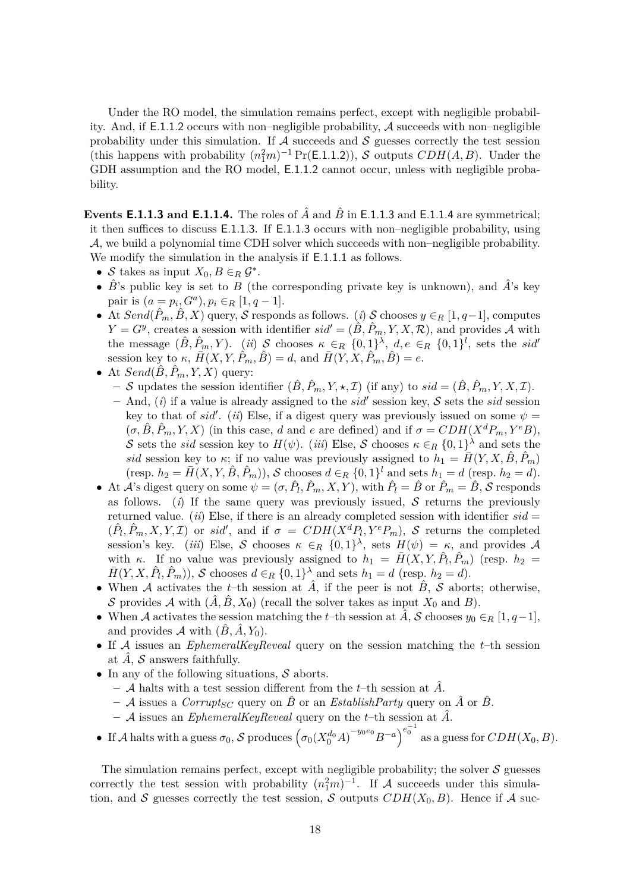Under the RO model, the simulation remains perfect, except with negligible probability. And, if E.1.1.2 occurs with non–negligible probability, $\mathcal{A}$ succeeds with non–negligible probability under this simulation. If $\mathcal{A}$ succeeds and $\mathcal{S}$ guesses correctly the test session (this happens with probability $(n_1^2 m)^{-1} \Pr(\text{E.1.1.2})$), $\mathcal{S}$ outputs $CDH(A, B)$. Under the GDH assumption and the RO model, E.1.1.2 cannot occur, unless with negligible probability.

**Events E.1.1.3 and E.1.1.4.** The roles of $\hat{A}$ and $\hat{B}$ in E.1.1.3 and E.1.1.4 are symmetrical; it then suffices to discuss E.1.1.3. If E.1.1.3 occurs with non–negligible probability, using $\mathcal{A}$, we build a polynomial time CDH solver which succeeds with non–negligible probability. We modify the simulation in the analysis if E.1.1.1 as follows.

- $\mathcal{S}$ takes as input $X_0, B \in_R \mathcal{G}^*$.
- $\hat{B}$'s public key is set to $B$ (the corresponding private key is unknown), and $\hat{A}$'s key pair is $(a = p_i, G^a), p_i \in_R [1, q-1]$.
- At $Send(\hat{P}_m, \hat{B}, X)$ query, $\mathcal{S}$ responds as follows. (*i*) $\mathcal{S}$ chooses $y \in_R [1, q-1]$, computes $Y = G^y$, creates a session with identifier $sid' = (\hat{B}, \hat{P}_m, Y, X, \mathcal{R})$, and provides $\mathcal{A}$ with the message $(\hat{B}, \hat{P}_m, Y)$. (*ii*) $\mathcal{S}$ chooses $\kappa \in_R \{0,1\}^\lambda$, $d, e \in_R \{0,1\}^l$, sets the $sid'$ session key to $\kappa$, $\bar{H}(X, Y, \hat{P}_m, \hat{B}) = d$, and $\bar{H}(Y, X, \hat{P}_m, \hat{B}) = e$.
- At $Send(\hat{B}, \hat{P}_m, Y, X)$ query:
  - $\mathcal{S}$ updates the session identifier $(\hat{B}, \hat{P}_m, Y, \star, \mathcal{I})$ (if any) to $sid = (\hat{B}, \hat{P}_m, Y, X, \mathcal{I})$.
  - And, (*i*) if a value is already assigned to the $sid'$ session key, $\mathcal{S}$ sets the $sid$ session key to that of $sid'$. (*ii*) Else, if a digest query was previously issued on some $\psi = (\sigma, \hat{B}, \hat{P}_m, Y, X)$ (in this case, $d$ and $e$ are defined) and if $\sigma = CDH(X^d P_m, Y^e B)$, $\mathcal{S}$ sets the $sid$ session key to $H(\psi)$. (*iii*) Else, $\mathcal{S}$ chooses $\kappa \in_R \{0,1\}^\lambda$ and sets the $sid$ session key to $\kappa$; if no value was previously assigned to $h_1 = \bar{H}(Y, X, \hat{B}, \hat{P}_m)$ (resp. $h_2 = \bar{H}(X, Y, \hat{B}, \hat{P}_m)$), $\mathcal{S}$ chooses $d \in_R \{0,1\}^l$ and sets $h_1 = d$ (resp. $h_2 = d$).
- At $\mathcal{A}$'s digest query on some $\psi = (\sigma, \hat{P}_l, \hat{P}_m, X, Y)$, with $\hat{P}_l = \hat{B}$ or $\hat{P}_m = \hat{B}$, $\mathcal{S}$ responds as follows. (*i*) If the same query was previously issued, $\mathcal{S}$ returns the previously returned value. (*ii*) Else, if there is an already completed session with identifier $sid = (\hat{P}_l, \hat{P}_m, X, Y, \mathcal{I})$ or $sid'$, and if $\sigma = CDH(X^d P_l, Y^e P_m)$, $\mathcal{S}$ returns the completed session's key. (*iii*) Else, $\mathcal{S}$ chooses $\kappa \in_R \{0,1\}^\lambda$, sets $H(\psi) = \kappa$, and provides $\mathcal{A}$ with $\kappa$. If no value was previously assigned to $h_1 = \bar{H}(X, Y, \hat{P}_l, \hat{P}_m)$ (resp. $h_2 = \bar{H}(Y, X, \hat{P}_l, \hat{P}_m)$), $\mathcal{S}$ chooses $d \in_R \{0,1\}^\lambda$ and sets $h_1 = d$ (resp. $h_2 = d$).
- When $\mathcal{A}$ activates the $t$–th session at $\hat{A}$, if the peer is not $\hat{B}$, $\mathcal{S}$ aborts; otherwise, $\mathcal{S}$ provides $\mathcal{A}$ with $(\hat{A}, \hat{B}, X_0)$ (recall the solver takes as input $X_0$ and $B$).
- When $\mathcal{A}$ activates the session matching the $t$–th session at $\hat{A}$, $\mathcal{S}$ chooses $y_0 \in_R [1, q-1]$, and provides $\mathcal{A}$ with $(\hat{B}, \hat{A}, Y_0)$.
- If $\mathcal{A}$ issues an *EphemeralKeyReveal* query on the session matching the $t$–th session at $\hat{A}$, $\mathcal{S}$ answers faithfully.
- In any of the following situations, $\mathcal{S}$ aborts.
  - $\mathcal{A}$ halts with a test session different from the $t$–th session at $\hat{A}$.
  - $\mathcal{A}$ issues a $Corrupt_{SC}$ query on $\hat{B}$ or an *EstablishParty* query on $\hat{A}$ or $\hat{B}$.
  - $\mathcal{A}$ issues an *EphemeralKeyReveal* query on the $t$–th session at $\hat{A}$.
- If $\mathcal{A}$ halts with a guess $\sigma_0$, $\mathcal{S}$ produces $\left(\sigma_0 (X_0^{d_0} A)^{-y_0 e_0} B^{-a}\right)^{e_0^{-1}}$ as a guess for $CDH(X_0, B)$.

The simulation remains perfect, except with negligible probability; the solver $\mathcal{S}$ guesses correctly the test session with probability $(n_1^2 m)^{-1}$. If $\mathcal{A}$ succeeds under this simulation, and $\mathcal{S}$ guesses correctly the test session, $\mathcal{S}$ outputs $CDH(X_0, B)$. Hence if $\mathcal{A}$ suc-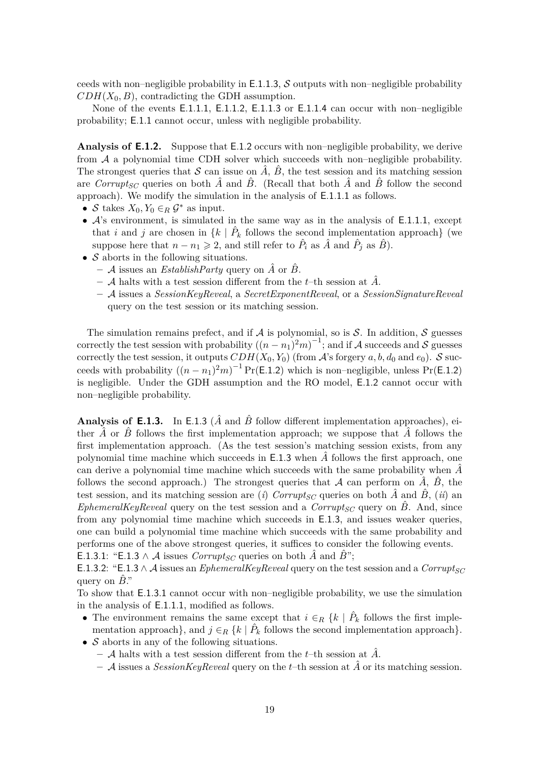ceeds with non–negligible probability in E.1.1.3, $\mathcal{S}$ outputs with non–negligible probability $CDH(X_0, B)$, contradicting the GDH assumption.

None of the events E.1.1.1, E.1.1.2, E.1.1.3 or E.1.1.4 can occur with non–negligible probability; E.1.1 cannot occur, unless with negligible probability.

**Analysis of E.1.2.** Suppose that E.1.2 occurs with non–negligible probability, we derive from $\mathcal{A}$ a polynomial time CDH solver which succeeds with non–negligible probability. The strongest queries that $\mathcal{S}$ can issue on $\hat{A}$, $\hat{B}$, the test session and its matching session are *Corrupt*$_{SC}$ queries on both $\hat{A}$ and $\hat{B}$. (Recall that both $\hat{A}$ and $\hat{B}$ follow the second approach). We modify the simulation in the analysis of E.1.1.1 as follows.

- $\mathcal{S}$ takes $X_0, Y_0 \in_R \mathcal{G}^*$ as input.
- $\mathcal{A}$'s environment, is simulated in the same way as in the analysis of E.1.1.1, except that $i$ and $j$ are chosen in $\{k \mid \hat{P}_k$ follows the second implementation approach$\}$ (we suppose here that $n - n_1 \geqslant 2$, and still refer to $\hat{P}_i$ as $\hat{A}$ and $\hat{P}_j$ as $\hat{B}$).
- $\mathcal{S}$ aborts in the following situations.
  - $\mathcal{A}$ issues an *EstablishParty* query on $\hat{A}$ or $\hat{B}$.
  - $\mathcal{A}$ halts with a test session different from the $t$–th session at $\hat{A}$.
  - $\mathcal{A}$ issues a *SessionKeyReveal*, a *SecretExponentReveal*, or a *SessionSignatureReveal* query on the test session or its matching session.

The simulation remains prefect, and if $\mathcal{A}$ is polynomial, so is $\mathcal{S}$. In addition, $\mathcal{S}$ guesses correctly the test session with probability $\left((n-n_1)^2 m\right)^{-1}$; and if $\mathcal{A}$ succeeds and $\mathcal{S}$ guesses correctly the test session, it outputs $CDH(X_0, Y_0)$ (from $\mathcal{A}$'s forgery $a, b, d_0$ and $e_0$). $\mathcal{S}$ succeeds with probability $\left((n-n_1)^2 m\right)^{-1} \Pr(\mathsf{E.1.2})$ which is non–negligible, unless $\Pr(\mathsf{E.1.2})$ is negligible. Under the GDH assumption and the RO model, E.1.2 cannot occur with non–negligible probability.

**Analysis of E.1.3.** In E.1.3 ($\hat{A}$ and $\hat{B}$ follow different implementation approaches), either $\hat{A}$ or $\hat{B}$ follows the first implementation approach; we suppose that $\hat{A}$ follows the first implementation approach. (As the test session's matching session exists, from any polynomial time machine which succeeds in E.1.3 when $\hat{A}$ follows the first approach, one can derive a polynomial time machine which succeeds with the same probability when $\hat{A}$ follows the second approach.) The strongest queries that $\mathcal{A}$ can perform on $\hat{A}$, $\hat{B}$, the test session, and its matching session are ($i$) *Corrupt*$_{SC}$ queries on both $\hat{A}$ and $\hat{B}$, ($ii$) an *EphemeralKeyReveal* query on the test session and a *Corrupt*$_{SC}$ query on $\hat{B}$. And, since from any polynomial time machine which succeeds in E.1.3, and issues weaker queries, one can build a polynomial time machine which succeeds with the same probability and performs one of the above strongest queries, it suffices to consider the following events.

E.1.3.1: "E.1.3 $\wedge$ $\mathcal{A}$ issues *Corrupt*$_{SC}$ queries on both $\hat{A}$ and $\hat{B}$";

E.1.3.2: "E.1.3 $\wedge$ $\mathcal{A}$ issues an *EphemeralKeyReveal* query on the test session and a *Corrupt*$_{SC}$ query on $\hat{B}$."

To show that E.1.3.1 cannot occur with non–negligible probability, we use the simulation in the analysis of E.1.1.1, modified as follows.

- The environment remains the same except that $i \in_R \{k \mid \hat{P}_k$ follows the first implementation approach$\}$, and $j \in_R \{k \mid \hat{P}_k$ follows the second implementation approach$\}$.
- $\mathcal{S}$ aborts in any of the following situations.
  - $\mathcal{A}$ halts with a test session different from the $t$–th session at $\hat{A}$.
  - $\mathcal{A}$ issues a *SessionKeyReveal* query on the $t$–th session at $\hat{A}$ or its matching session.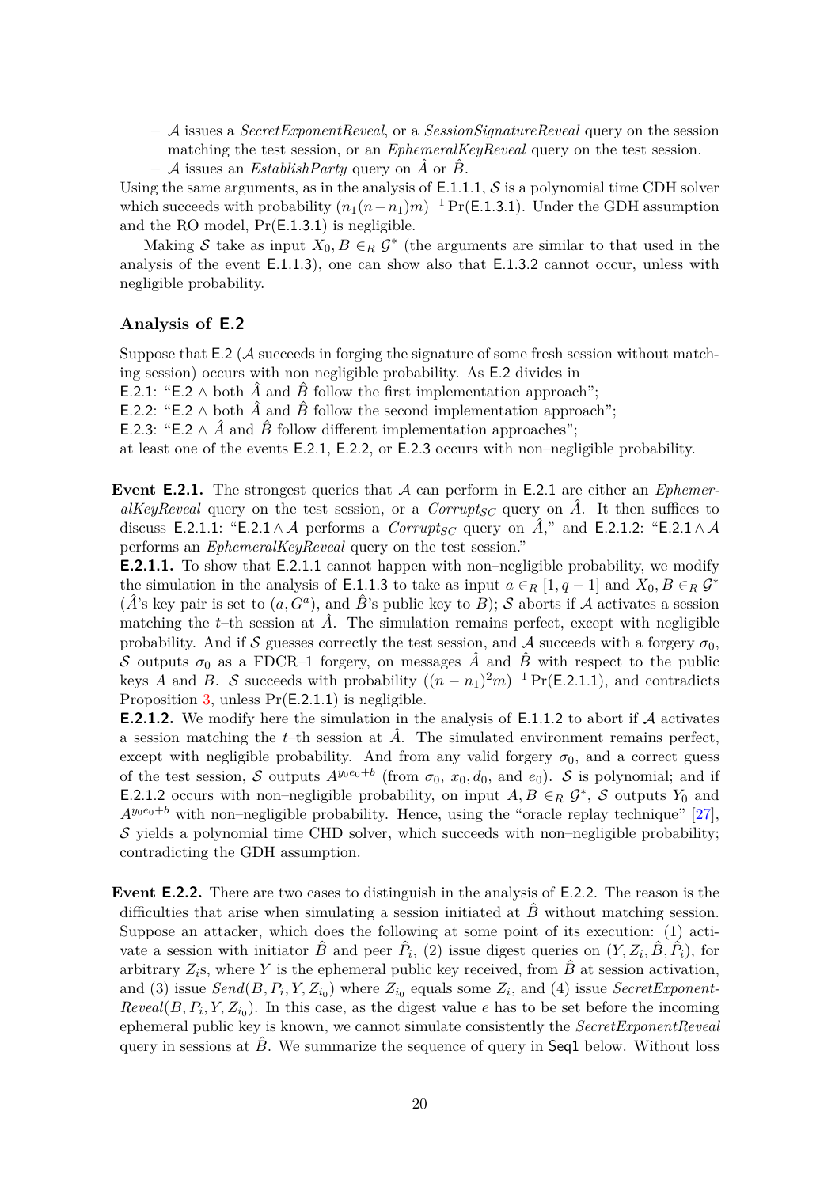- $\mathcal{A}$ issues a *SecretExponentReveal*, or a *SessionSignatureReveal* query on the session matching the test session, or an *EphemeralKeyReveal* query on the test session.
- $\mathcal{A}$ issues an *EstablishParty* query on $\hat{A}$ or $\hat{B}$.

Using the same arguments, as in the analysis of E.1.1.1, $\mathcal{S}$ is a polynomial time CDH solver which succeeds with probability $(n_1(n-n_1)m)^{-1}\Pr(\text{E.1.3.1})$. Under the GDH assumption and the RO model, $\Pr(\text{E.1.3.1})$ is negligible.

Making $\mathcal{S}$ take as input $X_0, B \in_R \mathcal{G}^*$ (the arguments are similar to that used in the analysis of the event E.1.1.3), one can show also that E.1.3.2 cannot occur, unless with negligible probability.

### Analysis of E.2

Suppose that E.2 ($\mathcal{A}$ succeeds in forging the signature of some fresh session without matching session) occurs with non negligible probability. As E.2 divides in
E.2.1: "E.2 $\wedge$ both $\hat{A}$ and $\hat{B}$ follow the first implementation approach";
E.2.2: "E.2 $\wedge$ both $\hat{A}$ and $\hat{B}$ follow the second implementation approach";
E.2.3: "E.2 $\wedge$ $\hat{A}$ and $\hat{B}$ follow different implementation approaches";
at least one of the events E.2.1, E.2.2, or E.2.3 occurs with non–negligible probability.

**Event E.2.1.** The strongest queries that $\mathcal{A}$ can perform in E.2.1 are either an *EphemeralKeyReveal* query on the test session, or a *Corrupt*$_{SC}$ query on $\hat{A}$. It then suffices to discuss E.2.1.1: "E.2.1 $\wedge$ $\mathcal{A}$ performs a *Corrupt*$_{SC}$ query on $\hat{A}$," and E.2.1.2: "E.2.1 $\wedge$ $\mathcal{A}$ performs an *EphemeralKeyReveal* query on the test session."

**E.2.1.1.** To show that E.2.1.1 cannot happen with non–negligible probability, we modify the simulation in the analysis of E.1.1.3 to take as input $a \in_R [1, q-1]$ and $X_0, B \in_R \mathcal{G}^*$ ($\hat{A}$'s key pair is set to $(a, G^a)$, and $\hat{B}$'s public key to $B$); $\mathcal{S}$ aborts if $\mathcal{A}$ activates a session matching the $t$–th session at $\hat{A}$. The simulation remains perfect, except with negligible probability. And if $\mathcal{S}$ guesses correctly the test session, and $\mathcal{A}$ succeeds with a forgery $\sigma_0$, $\mathcal{S}$ outputs $\sigma_0$ as a FDCR–1 forgery, on messages $\hat{A}$ and $\hat{B}$ with respect to the public keys $A$ and $B$. $\mathcal{S}$ succeeds with probability $((n-n_1)^2m)^{-1}\Pr(\text{E.2.1.1})$, and contradicts Proposition 3, unless $\Pr(\text{E.2.1.1})$ is negligible.

**E.2.1.2.** We modify here the simulation in the analysis of E.1.1.2 to abort if $\mathcal{A}$ activates a session matching the $t$–th session at $\hat{A}$. The simulated environment remains perfect, except with negligible probability. And from any valid forgery $\sigma_0$, and a correct guess of the test session, $\mathcal{S}$ outputs $A^{y_0e_0+b}$ (from $\sigma_0$, $x_0, d_0$, and $e_0$). $\mathcal{S}$ is polynomial; and if E.2.1.2 occurs with non–negligible probability, on input $A, B \in_R \mathcal{G}^*$, $\mathcal{S}$ outputs $Y_0$ and $A^{y_0e_0+b}$ with non–negligible probability. Hence, using the "oracle replay technique" [27], $\mathcal{S}$ yields a polynomial time CHD solver, which succeeds with non–negligible probability; contradicting the GDH assumption.

**Event E.2.2.** There are two cases to distinguish in the analysis of E.2.2. The reason is the difficulties that arise when simulating a session initiated at $\hat{B}$ without matching session. Suppose an attacker, which does the following at some point of its execution: (1) activate a session with initiator $\hat{B}$ and peer $\hat{P}_i$, (2) issue digest queries on $(Y, Z_i, \hat{B}, \hat{P}_i)$, for arbitrary $Z_i$s, where $Y$ is the ephemeral public key received, from $\hat{B}$ at session activation, and (3) issue $Send(B, P_i, Y, Z_{i_0})$ where $Z_{i_0}$ equals some $Z_i$, and (4) issue *SecretExponentReveal*$(B, P_i, Y, Z_{i_0})$. In this case, as the digest value $e$ has to be set before the incoming ephemeral public key is known, we cannot simulate consistently the *SecretExponentReveal* query in sessions at $\hat{B}$. We summarize the sequence of query in Seq1 below. Without loss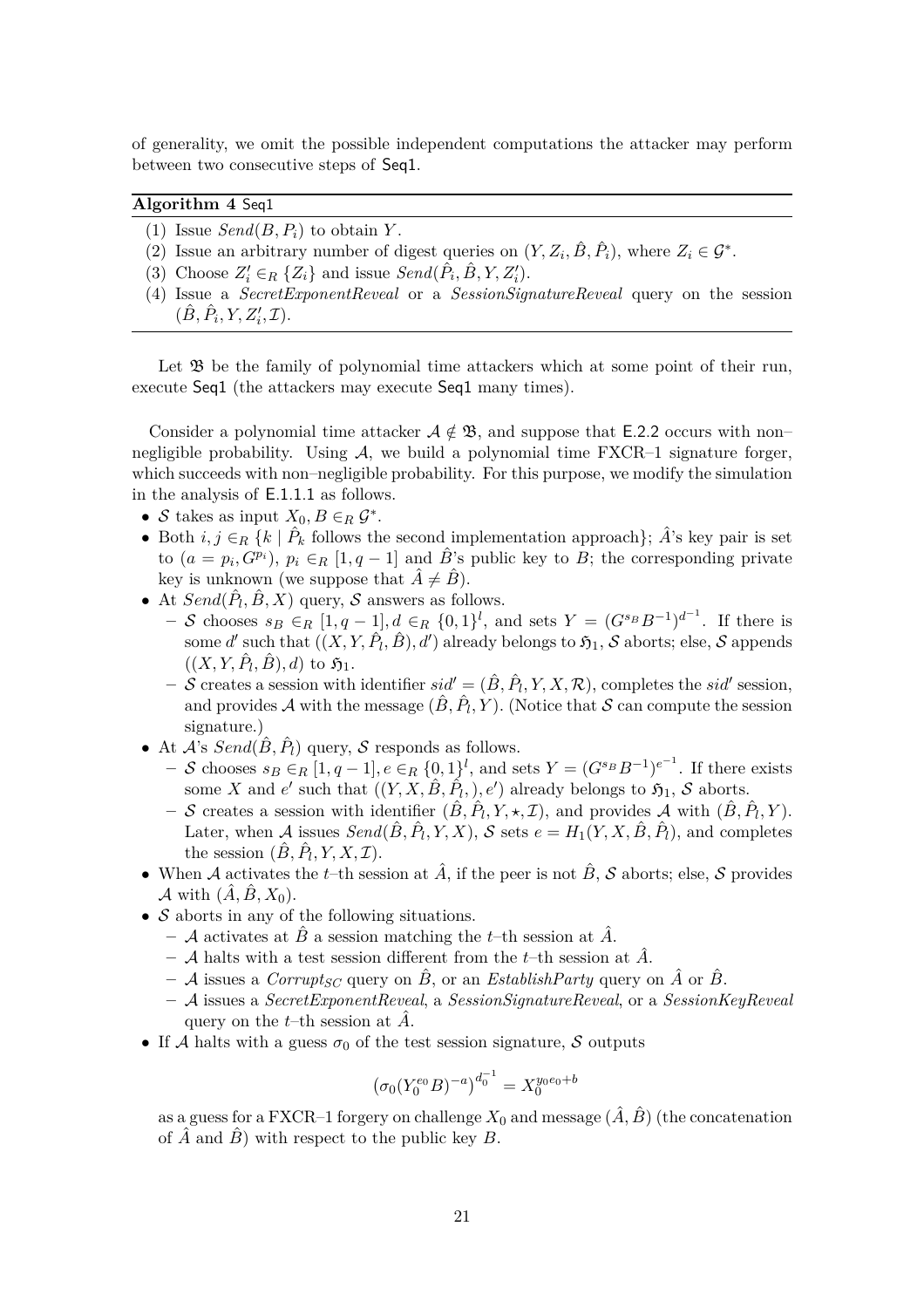of generality, we omit the possible independent computations the attacker may perform between two consecutive steps of Seq1.

**Algorithm 4** Seq1

(1) Issue $Send(B, P_i)$ to obtain $Y$.
(2) Issue an arbitrary number of digest queries on $(Y, Z_i, \hat{B}, \hat{P}_i)$, where $Z_i \in \mathcal{G}^*$.
(3) Choose $Z_i' \in_R \{Z_i\}$ and issue $Send(\hat{P}_i, \hat{B}, Y, Z_i')$.
(4) Issue a *SecretExponentReveal* or a *SessionSignatureReveal* query on the session $(\hat{B}, \hat{P}_i, Y, Z_i', \mathcal{I})$.

Let $\mathfrak{B}$ be the family of polynomial time attackers which at some point of their run, execute Seq1 (the attackers may execute Seq1 many times).

Consider a polynomial time attacker $\mathcal{A} \notin \mathfrak{B}$, and suppose that E.2.2 occurs with non–negligible probability. Using $\mathcal{A}$, we build a polynomial time FXCR–1 signature forger, which succeeds with non–negligible probability. For this purpose, we modify the simulation in the analysis of E.1.1.1 as follows.

- $\mathcal{S}$ takes as input $X_0, B \in_R \mathcal{G}^*$.
- Both $i, j \in_R \{k \mid \hat{P}_k$ follows the second implementation approach$\}$; $\hat{A}$'s key pair is set to $(a = p_i, G^{p_i})$, $p_i \in_R [1, q-1]$ and $\hat{B}$'s public key to $B$; the corresponding private key is unknown (we suppose that $\hat{A} \neq \hat{B}$).
- At $Send(\hat{P}_l, \hat{B}, X)$ query, $\mathcal{S}$ answers as follows.
  - $\mathcal{S}$ chooses $s_B \in_R [1, q-1], d \in_R \{0,1\}^l$, and sets $Y = (G^{s_B} B^{-1})^{d^{-1}}$. If there is some $d'$ such that $((X, Y, \hat{P}_l, \hat{B}), d')$ already belongs to $\mathfrak{H}_1$, $\mathcal{S}$ aborts; else, $\mathcal{S}$ appends $((X, Y, \hat{P}_l, \hat{B}), d)$ to $\mathfrak{H}_1$.
  - $\mathcal{S}$ creates a session with identifier $sid' = (\hat{B}, \hat{P}_l, Y, X, \mathcal{R})$, completes the $sid'$ session, and provides $\mathcal{A}$ with the message $(\hat{B}, \hat{P}_l, Y)$. (Notice that $\mathcal{S}$ can compute the session signature.)
- At $\mathcal{A}$'s $Send(\hat{B}, \hat{P}_l)$ query, $\mathcal{S}$ responds as follows.
  - $\mathcal{S}$ chooses $s_B \in_R [1, q-1], e \in_R \{0,1\}^l$, and sets $Y = (G^{s_B} B^{-1})^{e^{-1}}$. If there exists some $X$ and $e'$ such that $((Y, X, \hat{B}, \hat{P}_l, ), e')$ already belongs to $\mathfrak{H}_1$, $\mathcal{S}$ aborts.
  - $\mathcal{S}$ creates a session with identifier $(\hat{B}, \hat{P}_l, Y, \star, \mathcal{I})$, and provides $\mathcal{A}$ with $(\hat{B}, \hat{P}_l, Y)$. Later, when $\mathcal{A}$ issues $Send(\hat{B}, \hat{P}_l, Y, X)$, $\mathcal{S}$ sets $e = H_1(Y, X, \hat{B}, \hat{P}_l)$, and completes the session $(\hat{B}, \hat{P}_l, Y, X, \mathcal{I})$.
- When $\mathcal{A}$ activates the $t$–th session at $\hat{A}$, if the peer is not $\hat{B}$, $\mathcal{S}$ aborts; else, $\mathcal{S}$ provides $\mathcal{A}$ with $(\hat{A}, \hat{B}, X_0)$.
- $\mathcal{S}$ aborts in any of the following situations.
  - $\mathcal{A}$ activates at $\hat{B}$ a session matching the $t$–th session at $\hat{A}$.
  - $\mathcal{A}$ halts with a test session different from the $t$–th session at $\hat{A}$.
  - $\mathcal{A}$ issues a $Corrupt_{SC}$ query on $\hat{B}$, or an *EstablishParty* query on $\hat{A}$ or $\hat{B}$.
  - $\mathcal{A}$ issues a *SecretExponentReveal*, a *SessionSignatureReveal*, or a *SessionKeyReveal* query on the $t$–th session at $\hat{A}$.
- If $\mathcal{A}$ halts with a guess $\sigma_0$ of the test session signature, $\mathcal{S}$ outputs

$$\left(\sigma_0 (Y_0^{e_0} B)^{-a}\right)^{d_0^{-1}} = X_0^{y_0 e_0 + b}$$

as a guess for a FXCR–1 forgery on challenge $X_0$ and message $(\hat{A}, \hat{B})$ (the concatenation of $\hat{A}$ and $\hat{B}$) with respect to the public key $B$.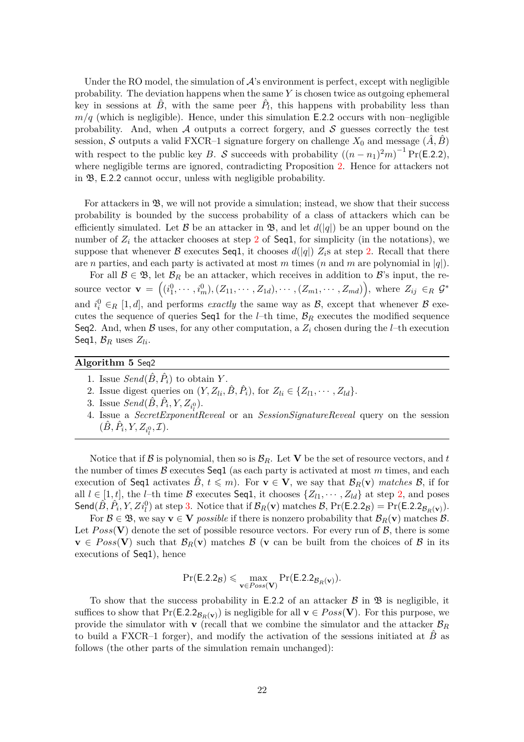Under the RO model, the simulation of $\mathcal{A}$'s environment is perfect, except with negligible probability. The deviation happens when the same $Y$ is chosen twice as outgoing ephemeral key in sessions at $\hat{B}$, with the same peer $\hat{P}_l$, this happens with probability less than $m/q$ (which is negligible). Hence, under this simulation $\mathsf{E.2.2}$ occurs with non–negligible probability. And, when $\mathcal{A}$ outputs a correct forgery, and $\mathcal{S}$ guesses correctly the test session, $\mathcal{S}$ outputs a valid FXCR–1 signature forgery on challenge $X_0$ and message $(\hat{A}, \hat{B})$ with respect to the public key $B$. $\mathcal{S}$ succeeds with probability $\left((n - n_1)^2 m\right)^{-1} \Pr(\mathsf{E.2.2})$, where negligible terms are ignored, contradicting Proposition 2. Hence for attackers not in $\mathfrak{B}$, $\mathsf{E.2.2}$ cannot occur, unless with negligible probability.

For attackers in $\mathfrak{B}$, we will not provide a simulation; instead, we show that their success probability is bounded by the success probability of a class of attackers which can be efficiently simulated. Let $\mathcal{B}$ be an attacker in $\mathfrak{B}$, and let $d(|q|)$ be an upper bound on the number of $Z_i$ the attacker chooses at step 2 of $\mathsf{Seq1}$, for simplicity (in the notations), we suppose that whenever $\mathcal{B}$ executes $\mathsf{Seq1}$, it chooses $d(|q|)$ $Z_i$s at step 2. Recall that there are $n$ parties, and each party is activated at most $m$ times ($n$ and $m$ are polynomial in $|q|$).

For all $\mathcal{B} \in \mathfrak{B}$, let $\mathcal{B}_R$ be an attacker, which receives in addition to $\mathcal{B}$'s input, the resource vector $\mathbf{v} = \Big((i_1^0, \cdots, i_m^0), (Z_{11}, \cdots, Z_{1d}), \cdots, (Z_{m1}, \cdots, Z_{md})\Big)$, where $Z_{ij} \in_R \mathcal{G}^*$ and $i_i^0 \in_R [1, d]$, and performs *exactly* the same way as $\mathcal{B}$, except that whenever $\mathcal{B}$ executes the sequence of queries $\mathsf{Seq1}$ for the $l$–th time, $\mathcal{B}_R$ executes the modified sequence $\mathsf{Seq2}$. And, when $\mathcal{B}$ uses, for any other computation, a $Z_i$ chosen during the $l$–th execution $\mathsf{Seq1}$, $\mathcal{B}_R$ uses $Z_{li}$.

**Algorithm 5** $\mathsf{Seq2}$

1. Issue $Send(\hat{B}, \hat{P}_i)$ to obtain $Y$.
2. Issue digest queries on $(Y, Z_{li}, \hat{B}, \hat{P}_i)$, for $Z_{li} \in \{Z_{l1}, \cdots, Z_{ld}\}$.
3. Issue $Send(\hat{B}, \hat{P}_i, Y, Z_{i_l^0})$.
4. Issue a *SecretExponentReveal* or an *SessionSignatureReveal* query on the session $(\hat{B}, \hat{P}_i, Y, Z_{i_l^0}, \mathcal{I})$.

Notice that if $\mathcal{B}$ is polynomial, then so is $\mathcal{B}_R$. Let $\mathbf{V}$ be the set of resource vectors, and $t$ the number of times $\mathcal{B}$ executes $\mathsf{Seq1}$ (as each party is activated at most $m$ times, and each execution of $\mathsf{Seq1}$ activates $\hat{B}$, $t \leqslant m$). For $\mathbf{v} \in \mathbf{V}$, we say that $\mathcal{B}_R(\mathbf{v})$ *matches* $\mathcal{B}$, if for all $l \in [1, t]$, the $l$–th time $\mathcal{B}$ executes $\mathsf{Seq1}$, it chooses $\{Z_{l1}, \cdots, Z_{ld}\}$ at step 2, and poses $\mathsf{Send}(\hat{B}, \hat{P}_i, Y, Zi_l^0)$ at step 3. Notice that if $\mathcal{B}_R(\mathbf{v})$ matches $\mathcal{B}$, $\Pr(\mathsf{E.2.2}_{\mathcal{B}}) = \Pr(\mathsf{E.2.2}_{\mathcal{B}_R(\mathbf{v})})$.

For $\mathcal{B} \in \mathfrak{B}$, we say $\mathbf{v} \in \mathbf{V}$ *possible* if there is nonzero probability that $\mathcal{B}_R(\mathbf{v})$ matches $\mathcal{B}$. Let $Poss(\mathbf{V})$ denote the set of possible resource vectors. For every run of $\mathcal{B}$, there is some $\mathbf{v} \in Poss(\mathbf{V})$ such that $\mathcal{B}_R(\mathbf{v})$ matches $\mathcal{B}$ ($\mathbf{v}$ can be built from the choices of $\mathcal{B}$ in its executions of $\mathsf{Seq1}$), hence

$$\Pr(\mathsf{E.2.2}_{\mathcal{B}}) \leqslant \max_{\mathbf{v} \in Poss(\mathbf{V})} \Pr(\mathsf{E.2.2}_{\mathcal{B}_R(\mathbf{v})}).$$

To show that the success probability in $\mathsf{E.2.2}$ of an attacker $\mathcal{B}$ in $\mathfrak{B}$ is negligible, it suffices to show that $\Pr(\mathsf{E.2.2}_{\mathcal{B}_R(\mathbf{v})})$ is negligible for all $\mathbf{v} \in Poss(\mathbf{V})$. For this purpose, we provide the simulator with $\mathbf{v}$ (recall that we combine the simulator and the attacker $\mathcal{B}_R$ to build a FXCR–1 forger), and modify the activation of the sessions initiated at $\hat{B}$ as follows (the other parts of the simulation remain unchanged):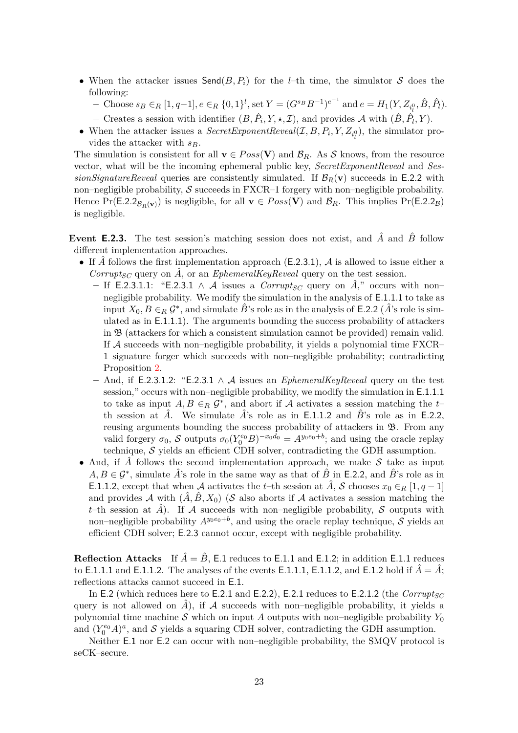- When the attacker issues $\mathsf{Send}(B, P_i)$ for the $l$–th time, the simulator $\mathcal{S}$ does the following:
  - Choose $s_B \in_R [1, q-1], e \in_R \{0,1\}^l$, set $Y = (G^{s_B} B^{-1})^{e^{-1}}$ and $e = H_1(Y, Z_{i_l^0}, \hat{B}, \hat{P}_l)$.
  - Creates a session with identifier $(B, \hat{P}_i, Y, \star, \mathcal{I})$, and provides $\mathcal{A}$ with $(\hat{B}, \hat{P}_l, Y)$.
- When the attacker issues a *SecretExponentReveal*$(\mathcal{I}, B, P_i, Y, Z_{i_l^0})$, the simulator provides the attacker with $s_B$.

The simulation is consistent for all $\mathbf{v} \in Poss(\mathbf{V})$ and $\mathcal{B}_R$. As $\mathcal{S}$ knows, from the resource vector, what will be the incoming ephemeral public key, *SecretExponentReveal* and *SessionSignatureReveal* queries are consistently simulated. If $\mathcal{B}_R(\mathbf{v})$ succeeds in $\mathsf{E.2.2}$ with non–negligible probability, $\mathcal{S}$ succeeds in FXCR–1 forgery with non–negligible probability. Hence $\Pr(\mathsf{E.2.2}_{\mathcal{B}_R(\mathbf{v})})$ is negligible, for all $\mathbf{v} \in Poss(\mathbf{V})$ and $\mathcal{B}_R$. This implies $\Pr(\mathsf{E.2.2}_{\mathcal{B}})$ is negligible.

**Event E.2.3.** The test session's matching session does not exist, and $\hat{A}$ and $\hat{B}$ follow different implementation approaches.

- If $\hat{A}$ follows the first implementation approach ($\mathsf{E.2.3.1}$), $\mathcal{A}$ is allowed to issue either a *Corrupt*$_{SC}$ query on $\hat{A}$, or an *EphemeralKeyReveal* query on the test session.
  - If $\mathsf{E.2.3.1.1}$: "$\mathsf{E.2.3.1} \wedge \mathcal{A}$ issues a *Corrupt*$_{SC}$ query on $\hat{A}$," occurs with non–negligible probability. We modify the simulation in the analysis of $\mathsf{E.1.1.1}$ to take as input $X_0, B \in_R \mathcal{G}^*$, and simulate $\hat{B}$'s role as in the analysis of $\mathsf{E.2.2}$ ($\hat{A}$'s role is simulated as in $\mathsf{E.1.1.1}$). The arguments bounding the success probability of attackers in $\mathfrak{B}$ (attackers for which a consistent simulation cannot be provided) remain valid. If $\mathcal{A}$ succeeds with non–negligible probability, it yields a polynomial time FXCR–1 signature forger which succeeds with non–negligible probability; contradicting Proposition 2.
  - And, if $\mathsf{E.2.3.1.2}$: "$\mathsf{E.2.3.1} \wedge \mathcal{A}$ issues an *EphemeralKeyReveal* query on the test session," occurs with non–negligible probability, we modify the simulation in $\mathsf{E.1.1.1}$ to take as input $A, B \in_R \mathcal{G}^*$, and abort if $\mathcal{A}$ activates a session matching the $t$–th session at $\hat{A}$. We simulate $\hat{A}$'s role as in $\mathsf{E.1.1.2}$ and $\hat{B}$'s role as in $\mathsf{E.2.2}$, reusing arguments bounding the success probability of attackers in $\mathfrak{B}$. From any valid forgery $\sigma_0$, $\mathcal{S}$ outputs $\sigma_0(Y_0^{e_0}B)^{-x_0 d_0} = A^{y_0 e_0 + b}$; and using the oracle replay technique, $\mathcal{S}$ yields an efficient CDH solver, contradicting the GDH assumption.
- And, if $\hat{A}$ follows the second implementation approach, we make $\mathcal{S}$ take as input $A, B \in \mathcal{G}^*$, simulate $\hat{A}$'s role in the same way as that of $\hat{B}$ in $\mathsf{E.2.2}$, and $\hat{B}$'s role as in $\mathsf{E.1.1.2}$, except that when $\mathcal{A}$ activates the $t$–th session at $\hat{A}$, $\mathcal{S}$ chooses $x_0 \in_R [1, q-1]$ and provides $\mathcal{A}$ with $(\hat{A}, \hat{B}, X_0)$ ($\mathcal{S}$ also aborts if $\mathcal{A}$ activates a session matching the $t$–th session at $\hat{A}$). If $\mathcal{A}$ succeeds with non–negligible probability, $\mathcal{S}$ outputs with non–negligible probability $A^{y_0 e_0 + b}$, and using the oracle replay technique, $\mathcal{S}$ yields an efficient CDH solver; $\mathsf{E.2.3}$ cannot occur, except with negligible probability.

**Reflection Attacks** If $\hat{A} = \hat{B}$, $\mathsf{E.1}$ reduces to $\mathsf{E.1.1}$ and $\mathsf{E.1.2}$; in addition $\mathsf{E.1.1}$ reduces to $\mathsf{E.1.1.1}$ and $\mathsf{E.1.1.2}$. The analyses of the events $\mathsf{E.1.1.1}$, $\mathsf{E.1.1.2}$, and $\mathsf{E.1.2}$ hold if $\hat{A} = \hat{A}$; reflections attacks cannot succeed in $\mathsf{E.1}$.

In $\mathsf{E.2}$ (which reduces here to $\mathsf{E.2.1}$ and $\mathsf{E.2.2}$), $\mathsf{E.2.1}$ reduces to $\mathsf{E.2.1.2}$ (the *Corrupt*$_{SC}$ query is not allowed on $\hat{A}$), if $\mathcal{A}$ succeeds with non–negligible probability, it yields a polynomial time machine $\mathcal{S}$ which on input $A$ outputs with non–negligible probability $Y_0$ and $(Y_0^{e_0}A)^a$, and $\mathcal{S}$ yields a squaring CDH solver, contradicting the GDH assumption.

Neither $\mathsf{E.1}$ nor $\mathsf{E.2}$ can occur with non–negligible probability, the SMQV protocol is seCK–secure.